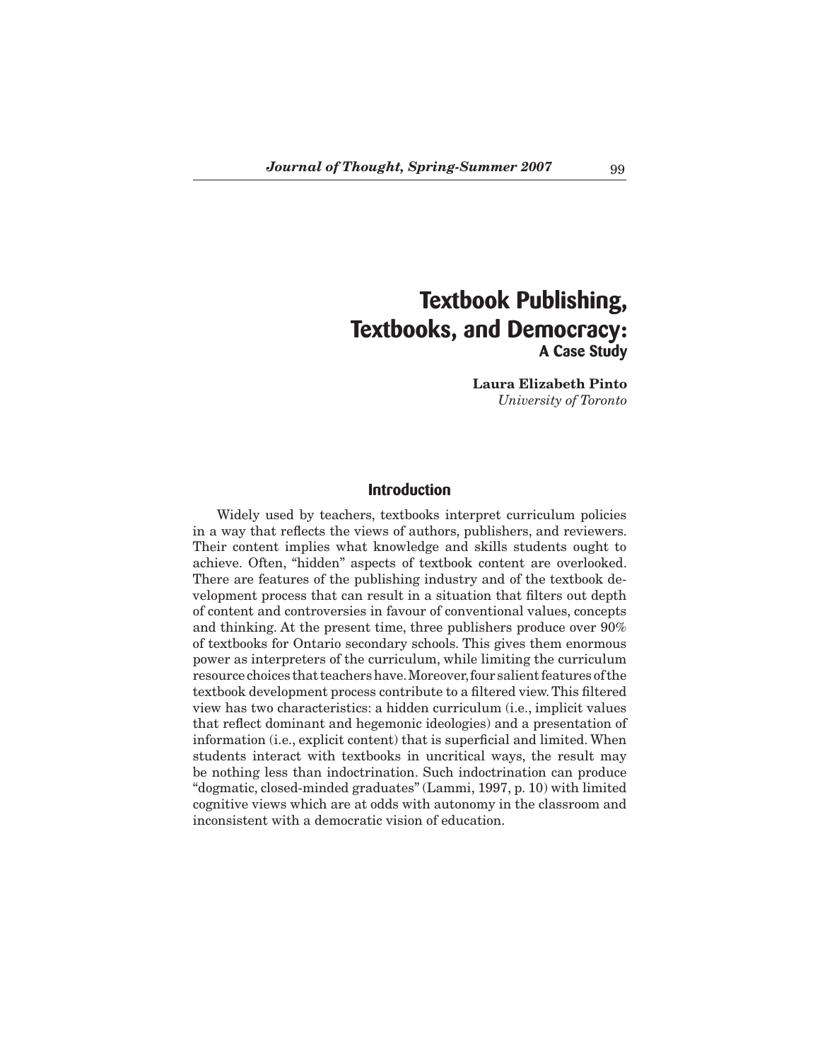# Textbook Publishing, Textbooks, and Democracy:
## A Case Study

**Laura Elizabeth Pinto**
*University of Toronto*

## Introduction

Widely used by teachers, textbooks interpret curriculum policies in a way that reflects the views of authors, publishers, and reviewers. Their content implies what knowledge and skills students ought to achieve. Often, "hidden" aspects of textbook content are overlooked. There are features of the publishing industry and of the textbook development process that can result in a situation that filters out depth of content and controversies in favour of conventional values, concepts and thinking. At the present time, three publishers produce over 90% of textbooks for Ontario secondary schools. This gives them enormous power as interpreters of the curriculum, while limiting the curriculum resource choices that teachers have. Moreover, four salient features of the textbook development process contribute to a filtered view. This filtered view has two characteristics: a hidden curriculum (i.e., implicit values that reflect dominant and hegemonic ideologies) and a presentation of information (i.e., explicit content) that is superficial and limited. When students interact with textbooks in uncritical ways, the result may be nothing less than indoctrination. Such indoctrination can produce "dogmatic, closed-minded graduates" (Lammi, 1997, p. 10) with limited cognitive views which are at odds with autonomy in the classroom and inconsistent with a democratic vision of education.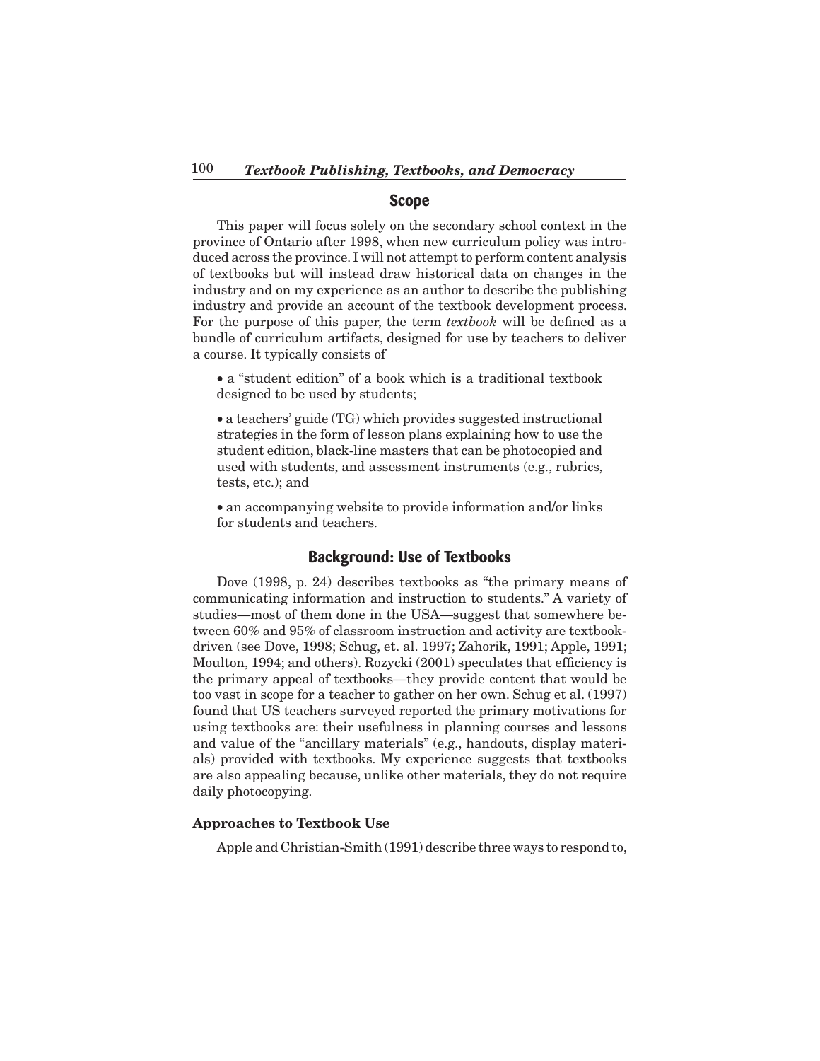## Scope

This paper will focus solely on the secondary school context in the province of Ontario after 1998, when new curriculum policy was introduced across the province. I will not attempt to perform content analysis of textbooks but will instead draw historical data on changes in the industry and on my experience as an author to describe the publishing industry and provide an account of the textbook development process. For the purpose of this paper, the term *textbook* will be defined as a bundle of curriculum artifacts, designed for use by teachers to deliver a course. It typically consists of

- a "student edition" of a book which is a traditional textbook designed to be used by students;
- a teachers' guide (TG) which provides suggested instructional strategies in the form of lesson plans explaining how to use the student edition, black-line masters that can be photocopied and used with students, and assessment instruments (e.g., rubrics, tests, etc.); and
- an accompanying website to provide information and/or links for students and teachers.

## Background: Use of Textbooks

Dove (1998, p. 24) describes textbooks as "the primary means of communicating information and instruction to students." A variety of studies—most of them done in the USA—suggest that somewhere between 60% and 95% of classroom instruction and activity are textbook-driven (see Dove, 1998; Schug, et. al. 1997; Zahorik, 1991; Apple, 1991; Moulton, 1994; and others). Rozycki (2001) speculates that efficiency is the primary appeal of textbooks—they provide content that would be too vast in scope for a teacher to gather on her own. Schug et al. (1997) found that US teachers surveyed reported the primary motivations for using textbooks are: their usefulness in planning courses and lessons and value of the "ancillary materials" (e.g., handouts, display materials) provided with textbooks. My experience suggests that textbooks are also appealing because, unlike other materials, they do not require daily photocopying.

### Approaches to Textbook Use

Apple and Christian-Smith (1991) describe three ways to respond to,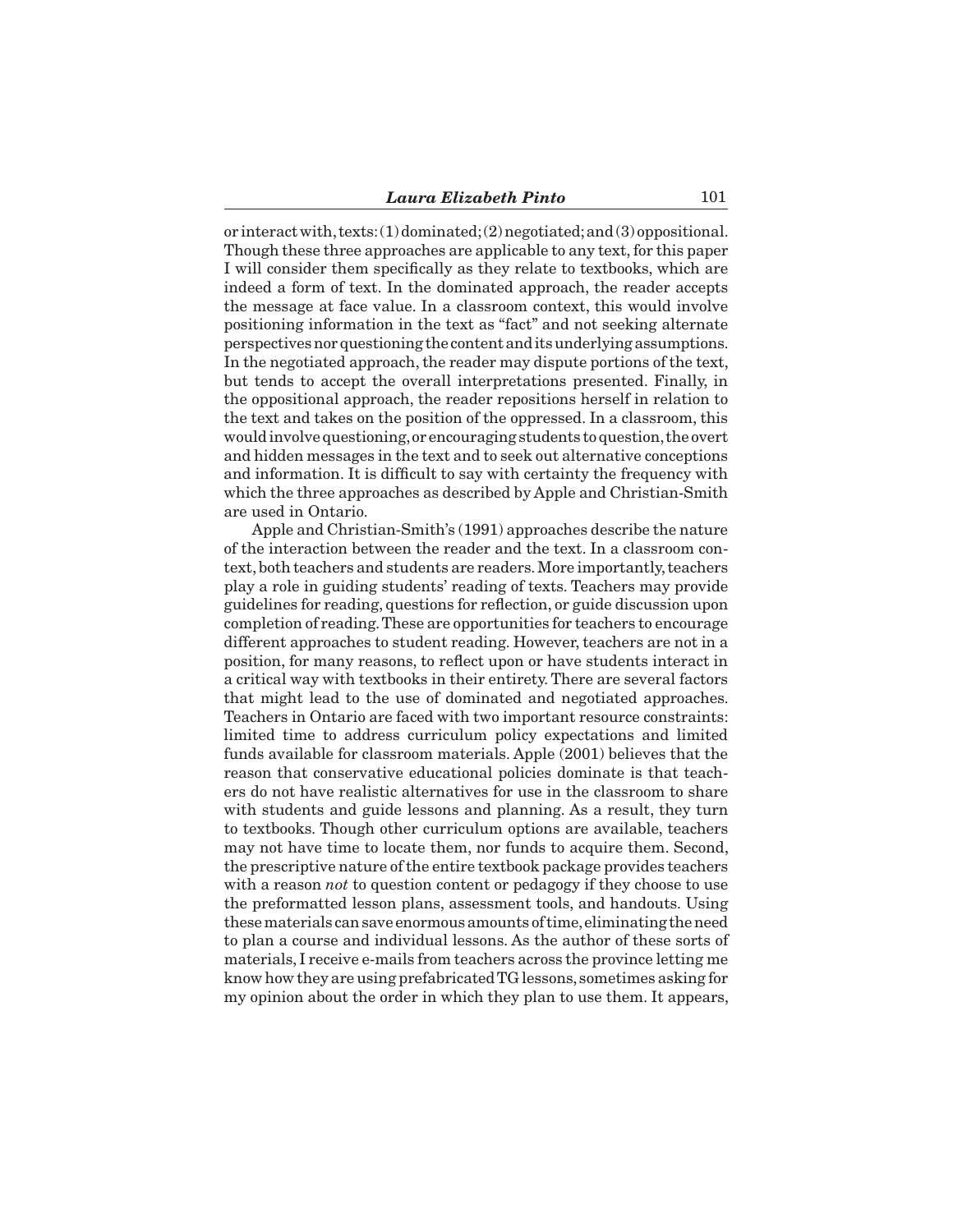or interact with, texts: (1) dominated; (2) negotiated; and (3) oppositional. Though these three approaches are applicable to any text, for this paper I will consider them specifically as they relate to textbooks, which are indeed a form of text. In the dominated approach, the reader accepts the message at face value. In a classroom context, this would involve positioning information in the text as "fact" and not seeking alternate perspectives nor questioning the content and its underlying assumptions. In the negotiated approach, the reader may dispute portions of the text, but tends to accept the overall interpretations presented. Finally, in the oppositional approach, the reader repositions herself in relation to the text and takes on the position of the oppressed. In a classroom, this would involve questioning, or encouraging students to question, the overt and hidden messages in the text and to seek out alternative conceptions and information. It is difficult to say with certainty the frequency with which the three approaches as described by Apple and Christian-Smith are used in Ontario.

Apple and Christian-Smith's (1991) approaches describe the nature of the interaction between the reader and the text. In a classroom context, both teachers and students are readers. More importantly, teachers play a role in guiding students' reading of texts. Teachers may provide guidelines for reading, questions for reflection, or guide discussion upon completion of reading. These are opportunities for teachers to encourage different approaches to student reading. However, teachers are not in a position, for many reasons, to reflect upon or have students interact in a critical way with textbooks in their entirety. There are several factors that might lead to the use of dominated and negotiated approaches. Teachers in Ontario are faced with two important resource constraints: limited time to address curriculum policy expectations and limited funds available for classroom materials. Apple (2001) believes that the reason that conservative educational policies dominate is that teachers do not have realistic alternatives for use in the classroom to share with students and guide lessons and planning. As a result, they turn to textbooks. Though other curriculum options are available, teachers may not have time to locate them, nor funds to acquire them. Second, the prescriptive nature of the entire textbook package provides teachers with a reason *not* to question content or pedagogy if they choose to use the preformatted lesson plans, assessment tools, and handouts. Using these materials can save enormous amounts of time, eliminating the need to plan a course and individual lessons. As the author of these sorts of materials, I receive e-mails from teachers across the province letting me know how they are using prefabricated TG lessons, sometimes asking for my opinion about the order in which they plan to use them. It appears,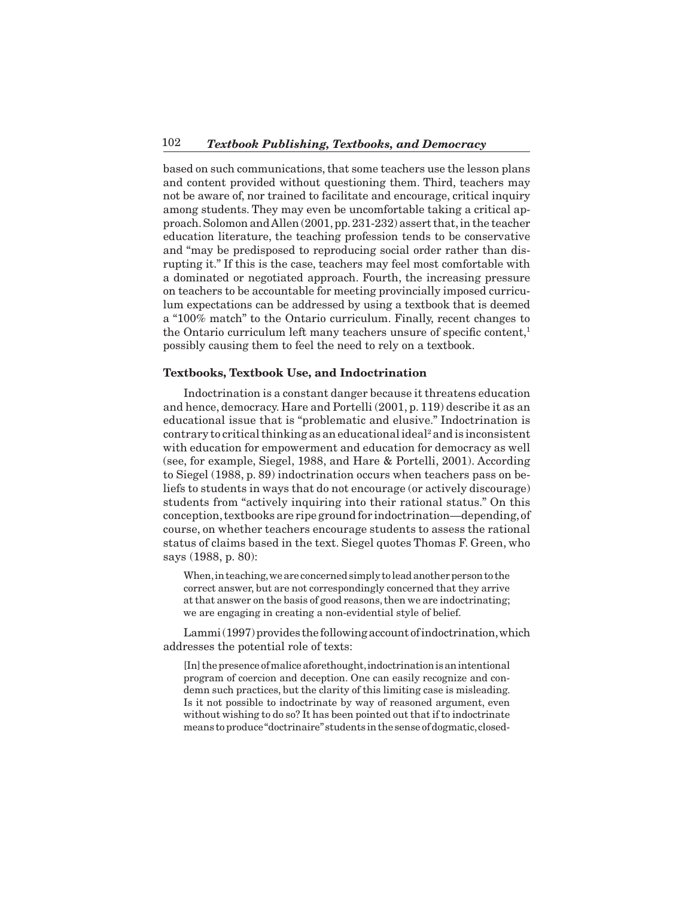based on such communications, that some teachers use the lesson plans and content provided without questioning them. Third, teachers may not be aware of, nor trained to facilitate and encourage, critical inquiry among students. They may even be uncomfortable taking a critical approach. Solomon and Allen (2001, pp. 231-232) assert that, in the teacher education literature, the teaching profession tends to be conservative and "may be predisposed to reproducing social order rather than disrupting it." If this is the case, teachers may feel most comfortable with a dominated or negotiated approach. Fourth, the increasing pressure on teachers to be accountable for meeting provincially imposed curriculum expectations can be addressed by using a textbook that is deemed a "100% match" to the Ontario curriculum. Finally, recent changes to the Ontario curriculum left many teachers unsure of specific content,[1] possibly causing them to feel the need to rely on a textbook.

### Textbooks, Textbook Use, and Indoctrination

Indoctrination is a constant danger because it threatens education and hence, democracy. Hare and Portelli (2001, p. 119) describe it as an educational issue that is "problematic and elusive." Indoctrination is contrary to critical thinking as an educational ideal[2] and is inconsistent with education for empowerment and education for democracy as well (see, for example, Siegel, 1988, and Hare & Portelli, 2001). According to Siegel (1988, p. 89) indoctrination occurs when teachers pass on beliefs to students in ways that do not encourage (or actively discourage) students from "actively inquiring into their rational status." On this conception, textbooks are ripe ground for indoctrination—depending, of course, on whether teachers encourage students to assess the rational status of claims based in the text. Siegel quotes Thomas F. Green, who says (1988, p. 80):

> When, in teaching, we are concerned simply to lead another person to the correct answer, but are not correspondingly concerned that they arrive at that answer on the basis of good reasons, then we are indoctrinating; we are engaging in creating a non-evidential style of belief.

Lammi (1997) provides the following account of indoctrination, which addresses the potential role of texts:

> [In] the presence of malice aforethought, indoctrination is an intentional program of coercion and deception. One can easily recognize and condemn such practices, but the clarity of this limiting case is misleading. Is it not possible to indoctrinate by way of reasoned argument, even without wishing to do so? It has been pointed out that if to indoctrinate means to produce "doctrinaire" students in the sense of dogmatic, closed-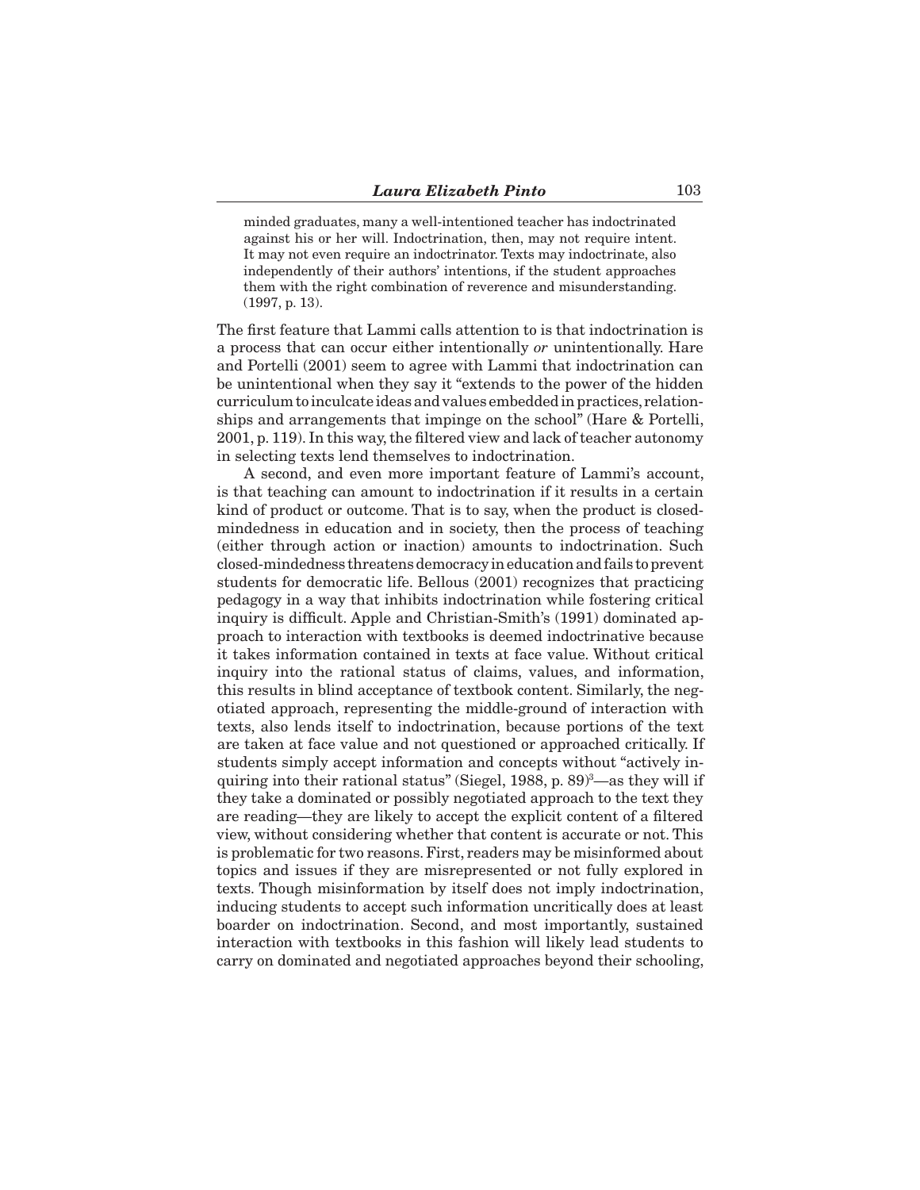> minded graduates, many a well-intentioned teacher has indoctrinated against his or her will. Indoctrination, then, may not require intent. It may not even require an indoctrinator. Texts may indoctrinate, also independently of their authors' intentions, if the student approaches them with the right combination of reverence and misunderstanding. (1997, p. 13).

The first feature that Lammi calls attention to is that indoctrination is a process that can occur either intentionally *or* unintentionally. Hare and Portelli (2001) seem to agree with Lammi that indoctrination can be unintentional when they say it "extends to the power of the hidden curriculum to inculcate ideas and values embedded in practices, relationships and arrangements that impinge on the school" (Hare & Portelli, 2001, p. 119). In this way, the filtered view and lack of teacher autonomy in selecting texts lend themselves to indoctrination.

A second, and even more important feature of Lammi's account, is that teaching can amount to indoctrination if it results in a certain kind of product or outcome. That is to say, when the product is closed-mindedness in education and in society, then the process of teaching (either through action or inaction) amounts to indoctrination. Such closed-mindedness threatens democracy in education and fails to prevent students for democratic life. Bellous (2001) recognizes that practicing pedagogy in a way that inhibits indoctrination while fostering critical inquiry is difficult. Apple and Christian-Smith's (1991) dominated approach to interaction with textbooks is deemed indoctrinative because it takes information contained in texts at face value. Without critical inquiry into the rational status of claims, values, and information, this results in blind acceptance of textbook content. Similarly, the negotiated approach, representing the middle-ground of interaction with texts, also lends itself to indoctrination, because portions of the text are taken at face value and not questioned or approached critically. If students simply accept information and concepts without "actively inquiring into their rational status" (Siegel, 1988, p. 89)[3]—as they will if they take a dominated or possibly negotiated approach to the text they are reading—they are likely to accept the explicit content of a filtered view, without considering whether that content is accurate or not. This is problematic for two reasons. First, readers may be misinformed about topics and issues if they are misrepresented or not fully explored in texts. Though misinformation by itself does not imply indoctrination, inducing students to accept such information uncritically does at least boarder on indoctrination. Second, and most importantly, sustained interaction with textbooks in this fashion will likely lead students to carry on dominated and negotiated approaches beyond their schooling,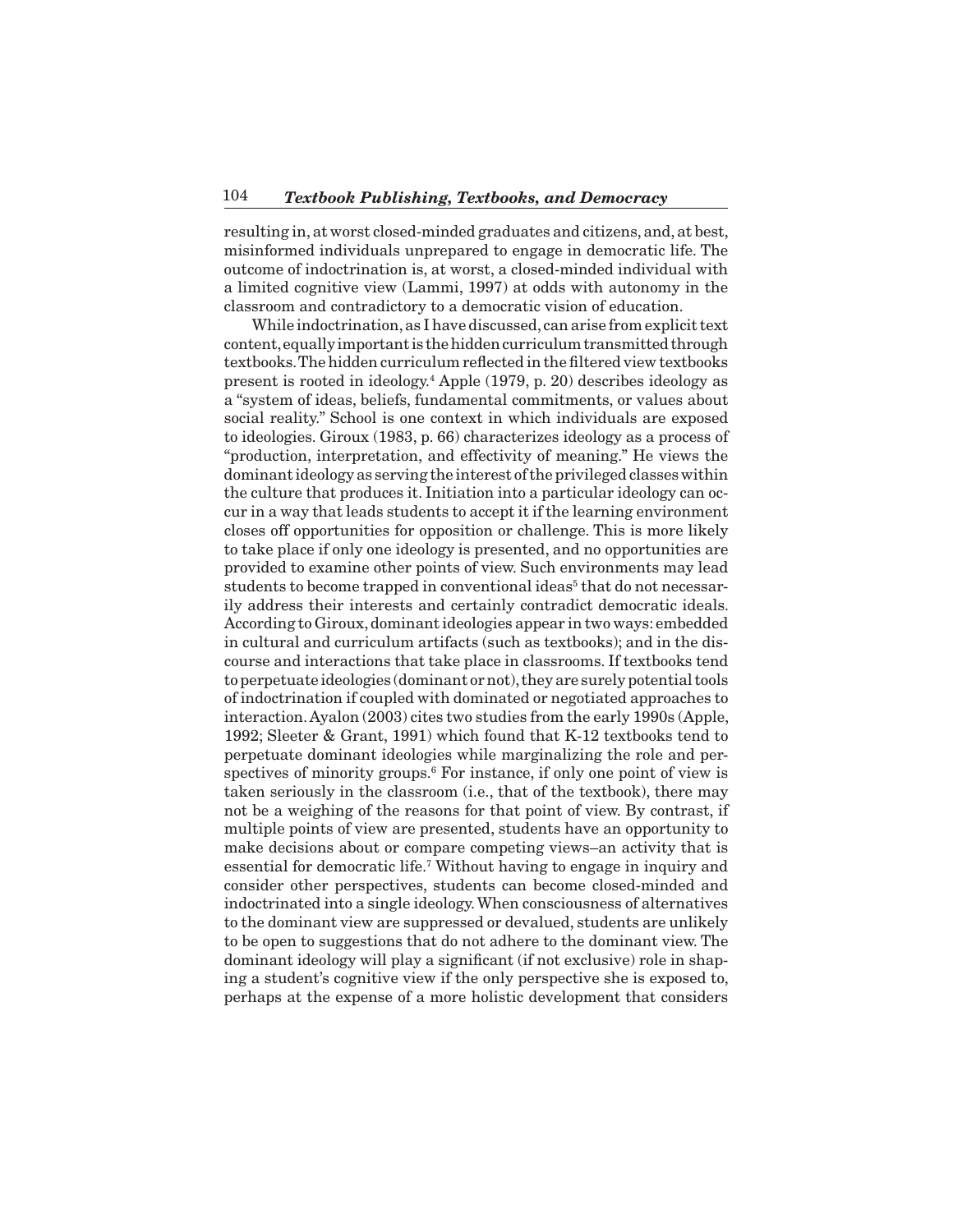resulting in, at worst closed-minded graduates and citizens, and, at best, misinformed individuals unprepared to engage in democratic life. The outcome of indoctrination is, at worst, a closed-minded individual with a limited cognitive view (Lammi, 1997) at odds with autonomy in the classroom and contradictory to a democratic vision of education.

While indoctrination, as I have discussed, can arise from explicit text content, equally important is the hidden curriculum transmitted through textbooks. The hidden curriculum reflected in the filtered view textbooks present is rooted in ideology.[4] Apple (1979, p. 20) describes ideology as a "system of ideas, beliefs, fundamental commitments, or values about social reality." School is one context in which individuals are exposed to ideologies. Giroux (1983, p. 66) characterizes ideology as a process of "production, interpretation, and effectivity of meaning." He views the dominant ideology as serving the interest of the privileged classes within the culture that produces it. Initiation into a particular ideology can occur in a way that leads students to accept it if the learning environment closes off opportunities for opposition or challenge. This is more likely to take place if only one ideology is presented, and no opportunities are provided to examine other points of view. Such environments may lead students to become trapped in conventional ideas[5] that do not necessarily address their interests and certainly contradict democratic ideals. According to Giroux, dominant ideologies appear in two ways: embedded in cultural and curriculum artifacts (such as textbooks); and in the discourse and interactions that take place in classrooms. If textbooks tend to perpetuate ideologies (dominant or not), they are surely potential tools of indoctrination if coupled with dominated or negotiated approaches to interaction. Ayalon (2003) cites two studies from the early 1990s (Apple, 1992; Sleeter & Grant, 1991) which found that K-12 textbooks tend to perpetuate dominant ideologies while marginalizing the role and perspectives of minority groups.[6] For instance, if only one point of view is taken seriously in the classroom (i.e., that of the textbook), there may not be a weighing of the reasons for that point of view. By contrast, if multiple points of view are presented, students have an opportunity to make decisions about or compare competing views–an activity that is essential for democratic life.[7] Without having to engage in inquiry and consider other perspectives, students can become closed-minded and indoctrinated into a single ideology. When consciousness of alternatives to the dominant view are suppressed or devalued, students are unlikely to be open to suggestions that do not adhere to the dominant view. The dominant ideology will play a significant (if not exclusive) role in shaping a student's cognitive view if the only perspective she is exposed to, perhaps at the expense of a more holistic development that considers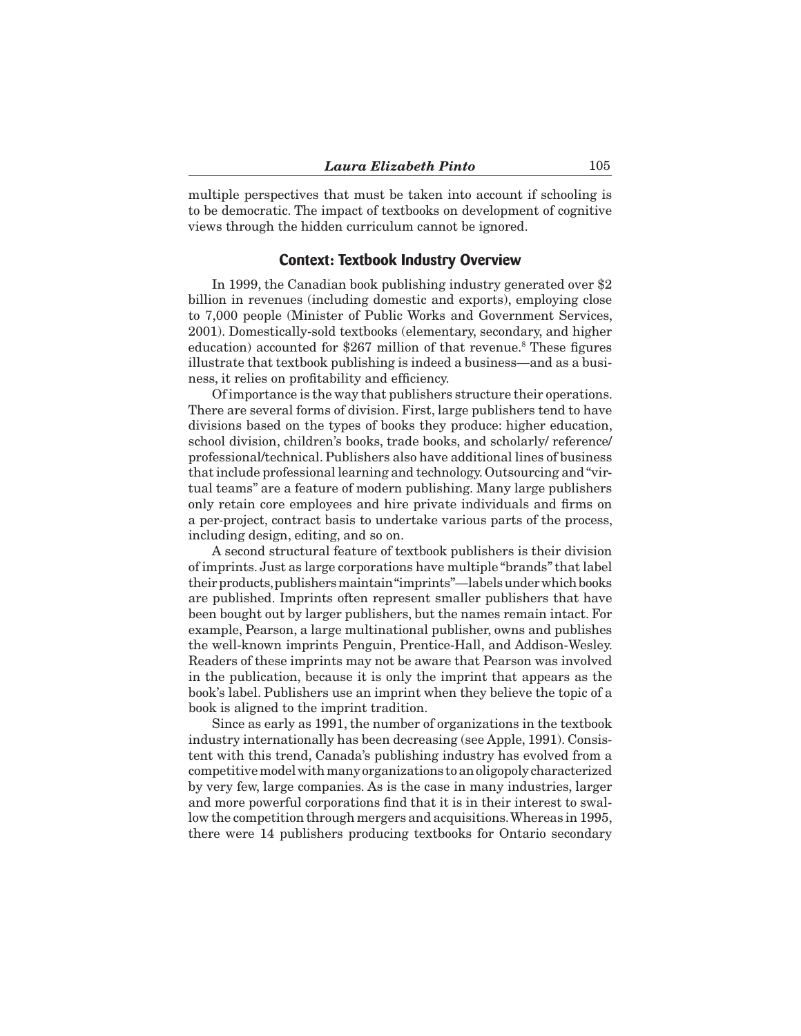multiple perspectives that must be taken into account if schooling is to be democratic. The impact of textbooks on development of cognitive views through the hidden curriculum cannot be ignored.

## Context: Textbook Industry Overview

In 1999, the Canadian book publishing industry generated over $2 billion in revenues (including domestic and exports), employing close to 7,000 people (Minister of Public Works and Government Services, 2001). Domestically-sold textbooks (elementary, secondary, and higher education) accounted for $267 million of that revenue.[8] These figures illustrate that textbook publishing is indeed a business—and as a business, it relies on profitability and efficiency.

Of importance is the way that publishers structure their operations. There are several forms of division. First, large publishers tend to have divisions based on the types of books they produce: higher education, school division, children's books, trade books, and scholarly/ reference/ professional/technical. Publishers also have additional lines of business that include professional learning and technology. Outsourcing and "virtual teams" are a feature of modern publishing. Many large publishers only retain core employees and hire private individuals and firms on a per-project, contract basis to undertake various parts of the process, including design, editing, and so on.

A second structural feature of textbook publishers is their division of imprints. Just as large corporations have multiple "brands" that label their products, publishers maintain "imprints"—labels under which books are published. Imprints often represent smaller publishers that have been bought out by larger publishers, but the names remain intact. For example, Pearson, a large multinational publisher, owns and publishes the well-known imprints Penguin, Prentice-Hall, and Addison-Wesley. Readers of these imprints may not be aware that Pearson was involved in the publication, because it is only the imprint that appears as the book's label. Publishers use an imprint when they believe the topic of a book is aligned to the imprint tradition.

Since as early as 1991, the number of organizations in the textbook industry internationally has been decreasing (see Apple, 1991). Consistent with this trend, Canada's publishing industry has evolved from a competitive model with many organizations to an oligopoly characterized by very few, large companies. As is the case in many industries, larger and more powerful corporations find that it is in their interest to swallow the competition through mergers and acquisitions. Whereas in 1995, there were 14 publishers producing textbooks for Ontario secondary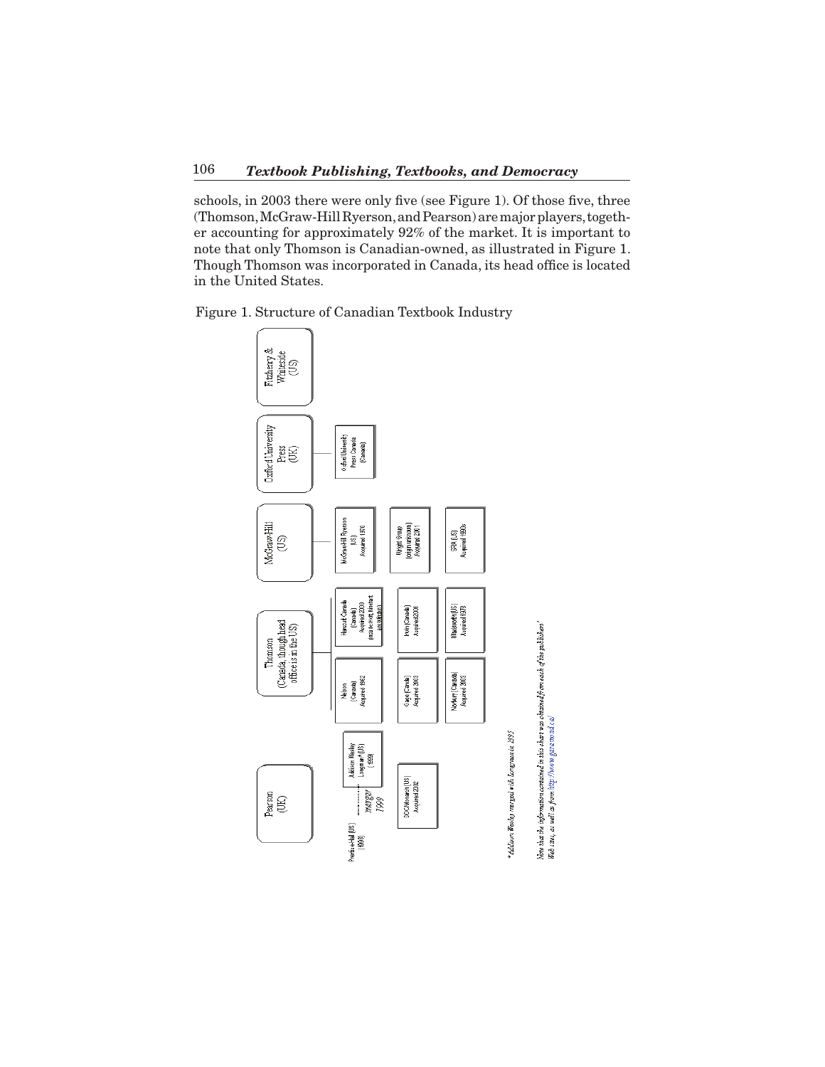schools, in 2003 there were only five (see Figure 1). Of those five, three (Thomson, McGraw-Hill Ryerson, and Pearson) are major players, together accounting for approximately 92% of the market. It is important to note that only Thomson is Canadian-owned, as illustrated in Figure 1. Though Thomson was incorporated in Canada, its head office is located in the United States.

Figure 1. Structure of Canadian Textbook Industry

- **Pearson (UK)**
  - Prentice-Hall (US) (1998) — merger 1999 — Addison Wesley Longman* (US) (1998)
  - DOC/Monarch (US) Acquired 2002
- **Thomson (Canada, though head office is in the US)**
  - Nelson (Canada) Acquired 1982
  - Harcourt Canada (Canada) Acquired 2000 (includes Holt, Rinehart and Winston)
  - Gage (Canada) Acquired 2003
  - Irwin (Canada) Acquired 2000
  - Newbury (Canada) Acquired 2003
  - Wadsworth (US) Acquired 1978
- **McGraw-Hill (US)**
  - McGraw-Hill Ryerson (US) Acquired 1970
  - Wright Group (origin unknown) Acquired 2001
  - SRA (US) Acquired 1990s
- **Oxford University Press (UK)**
  - Oxford University Press Canada (Canada)
- **Fitzhenry & Whiteside (US)**

*Addison Wesley merged with Longman in 1995

Note that the information contained in this chart was obtained from each of the publishers' Web sites, as well as from http://www.gazamond.ca/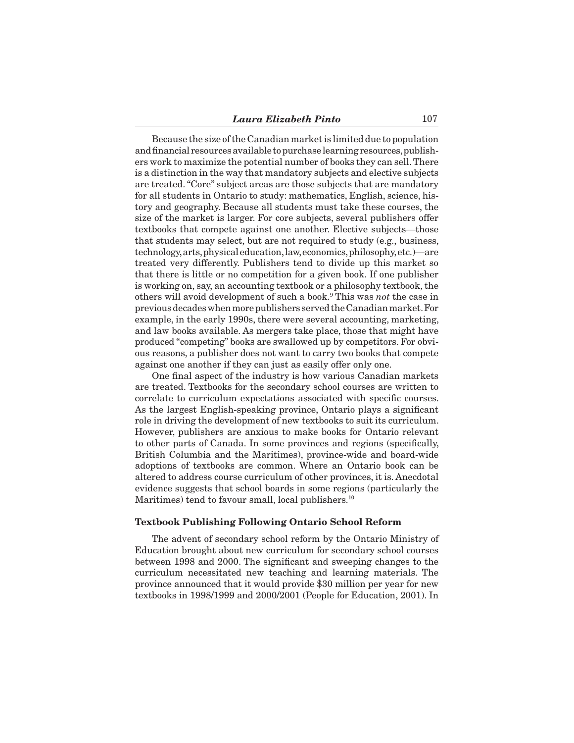Because the size of the Canadian market is limited due to population and financial resources available to purchase learning resources, publishers work to maximize the potential number of books they can sell. There is a distinction in the way that mandatory subjects and elective subjects are treated. "Core" subject areas are those subjects that are mandatory for all students in Ontario to study: mathematics, English, science, history and geography. Because all students must take these courses, the size of the market is larger. For core subjects, several publishers offer textbooks that compete against one another. Elective subjects—those that students may select, but are not required to study (e.g., business, technology, arts, physical education, law, economics, philosophy, etc.)—are treated very differently. Publishers tend to divide up this market so that there is little or no competition for a given book. If one publisher is working on, say, an accounting textbook or a philosophy textbook, the others will avoid development of such a book.[9] This was *not* the case in previous decades when more publishers served the Canadian market. For example, in the early 1990s, there were several accounting, marketing, and law books available. As mergers take place, those that might have produced "competing" books are swallowed up by competitors. For obvious reasons, a publisher does not want to carry two books that compete against one another if they can just as easily offer only one.

One final aspect of the industry is how various Canadian markets are treated. Textbooks for the secondary school courses are written to correlate to curriculum expectations associated with specific courses. As the largest English-speaking province, Ontario plays a significant role in driving the development of new textbooks to suit its curriculum. However, publishers are anxious to make books for Ontario relevant to other parts of Canada. In some provinces and regions (specifically, British Columbia and the Maritimes), province-wide and board-wide adoptions of textbooks are common. Where an Ontario book can be altered to address course curriculum of other provinces, it is. Anecdotal evidence suggests that school boards in some regions (particularly the Maritimes) tend to favour small, local publishers.[10]

### Textbook Publishing Following Ontario School Reform

The advent of secondary school reform by the Ontario Ministry of Education brought about new curriculum for secondary school courses between 1998 and 2000. The significant and sweeping changes to the curriculum necessitated new teaching and learning materials. The province announced that it would provide $30 million per year for new textbooks in 1998/1999 and 2000/2001 (People for Education, 2001). In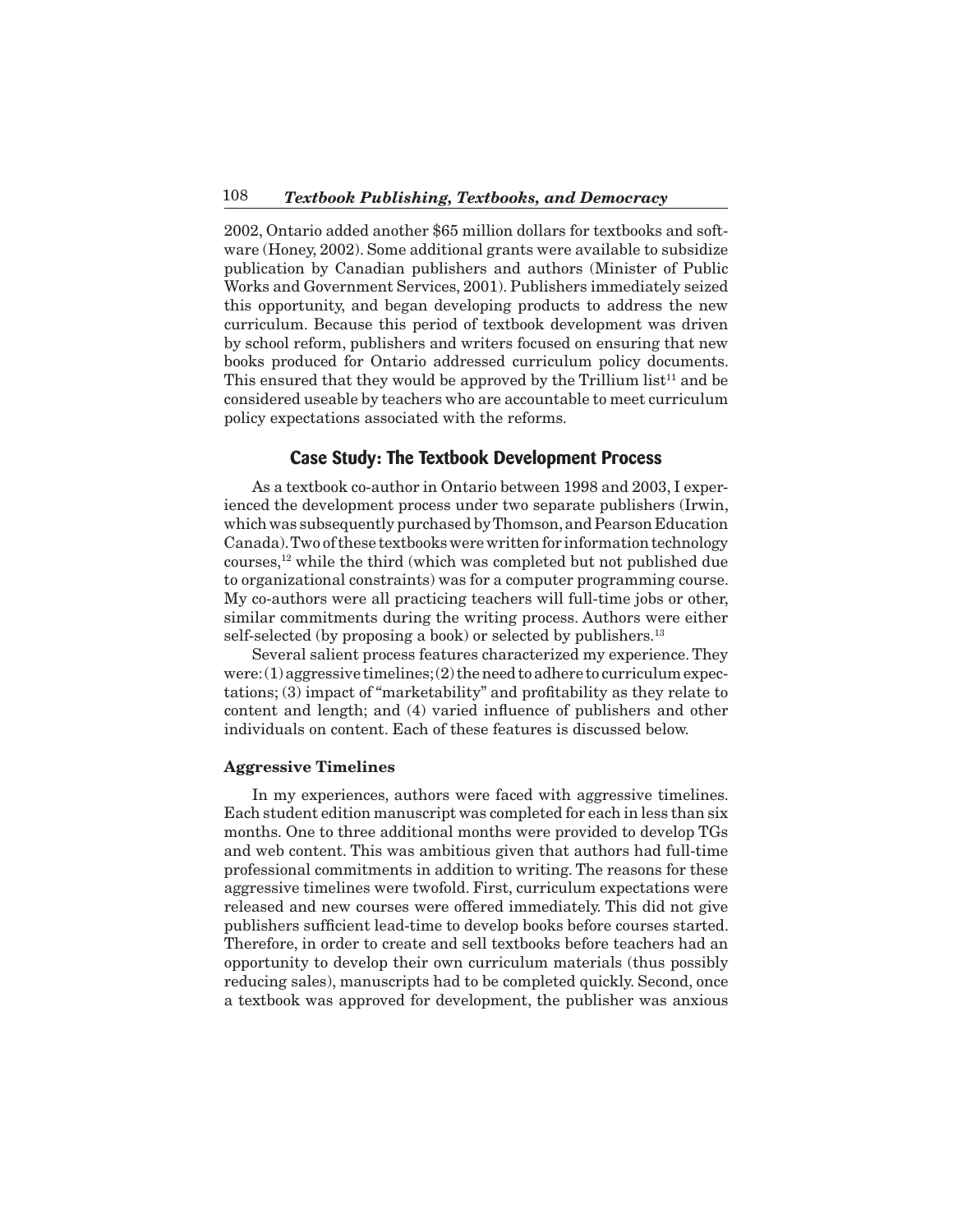2002, Ontario added another $65 million dollars for textbooks and software (Honey, 2002). Some additional grants were available to subsidize publication by Canadian publishers and authors (Minister of Public Works and Government Services, 2001). Publishers immediately seized this opportunity, and began developing products to address the new curriculum. Because this period of textbook development was driven by school reform, publishers and writers focused on ensuring that new books produced for Ontario addressed curriculum policy documents. This ensured that they would be approved by the Trillium list[11] and be considered useable by teachers who are accountable to meet curriculum policy expectations associated with the reforms.

## Case Study: The Textbook Development Process

As a textbook co-author in Ontario between 1998 and 2003, I experienced the development process under two separate publishers (Irwin, which was subsequently purchased by Thomson, and Pearson Education Canada). Two of these textbooks were written for information technology courses,[12] while the third (which was completed but not published due to organizational constraints) was for a computer programming course. My co-authors were all practicing teachers will full-time jobs or other, similar commitments during the writing process. Authors were either self-selected (by proposing a book) or selected by publishers.[13]

Several salient process features characterized my experience. They were: (1) aggressive timelines; (2) the need to adhere to curriculum expectations; (3) impact of "marketability" and profitability as they relate to content and length; and (4) varied influence of publishers and other individuals on content. Each of these features is discussed below.

### Aggressive Timelines

In my experiences, authors were faced with aggressive timelines. Each student edition manuscript was completed for each in less than six months. One to three additional months were provided to develop TGs and web content. This was ambitious given that authors had full-time professional commitments in addition to writing. The reasons for these aggressive timelines were twofold. First, curriculum expectations were released and new courses were offered immediately. This did not give publishers sufficient lead-time to develop books before courses started. Therefore, in order to create and sell textbooks before teachers had an opportunity to develop their own curriculum materials (thus possibly reducing sales), manuscripts had to be completed quickly. Second, once a textbook was approved for development, the publisher was anxious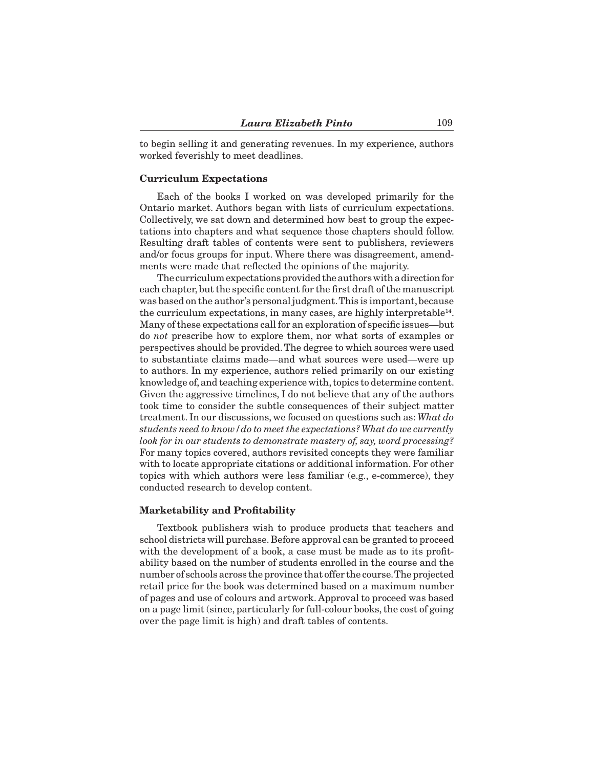to begin selling it and generating revenues. In my experience, authors worked feverishly to meet deadlines.

### Curriculum Expectations

Each of the books I worked on was developed primarily for the Ontario market. Authors began with lists of curriculum expectations. Collectively, we sat down and determined how best to group the expectations into chapters and what sequence those chapters should follow. Resulting draft tables of contents were sent to publishers, reviewers and/or focus groups for input. Where there was disagreement, amendments were made that reflected the opinions of the majority.

The curriculum expectations provided the authors with a direction for each chapter, but the specific content for the first draft of the manuscript was based on the author's personal judgment. This is important, because the curriculum expectations, in many cases, are highly interpretable[14]. Many of these expectations call for an exploration of specific issues—but do *not* prescribe how to explore them, nor what sorts of examples or perspectives should be provided. The degree to which sources were used to substantiate claims made—and what sources were used—were up to authors. In my experience, authors relied primarily on our existing knowledge of, and teaching experience with, topics to determine content. Given the aggressive timelines, I do not believe that any of the authors took time to consider the subtle consequences of their subject matter treatment. In our discussions, we focused on questions such as: *What do students need to know / do to meet the expectations? What do we currently look for in our students to demonstrate mastery of, say, word processing?* For many topics covered, authors revisited concepts they were familiar with to locate appropriate citations or additional information. For other topics with which authors were less familiar (e.g., e-commerce), they conducted research to develop content.

### Marketability and Profitability

Textbook publishers wish to produce products that teachers and school districts will purchase. Before approval can be granted to proceed with the development of a book, a case must be made as to its profitability based on the number of students enrolled in the course and the number of schools across the province that offer the course. The projected retail price for the book was determined based on a maximum number of pages and use of colours and artwork. Approval to proceed was based on a page limit (since, particularly for full-colour books, the cost of going over the page limit is high) and draft tables of contents.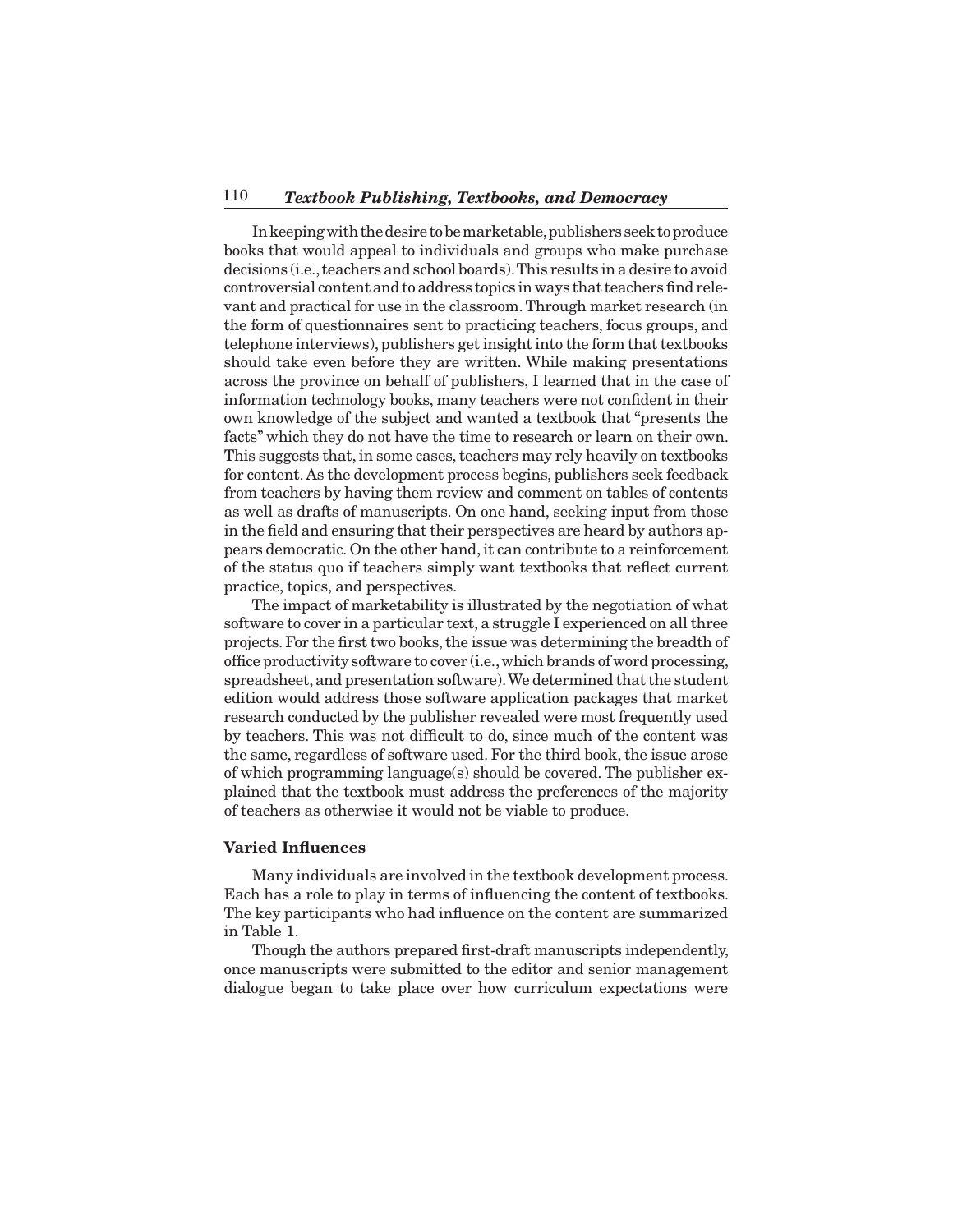In keeping with the desire to be marketable, publishers seek to produce books that would appeal to individuals and groups who make purchase decisions (i.e., teachers and school boards). This results in a desire to avoid controversial content and to address topics in ways that teachers find relevant and practical for use in the classroom. Through market research (in the form of questionnaires sent to practicing teachers, focus groups, and telephone interviews), publishers get insight into the form that textbooks should take even before they are written. While making presentations across the province on behalf of publishers, I learned that in the case of information technology books, many teachers were not confident in their own knowledge of the subject and wanted a textbook that "presents the facts" which they do not have the time to research or learn on their own. This suggests that, in some cases, teachers may rely heavily on textbooks for content. As the development process begins, publishers seek feedback from teachers by having them review and comment on tables of contents as well as drafts of manuscripts. On one hand, seeking input from those in the field and ensuring that their perspectives are heard by authors appears democratic. On the other hand, it can contribute to a reinforcement of the status quo if teachers simply want textbooks that reflect current practice, topics, and perspectives.

The impact of marketability is illustrated by the negotiation of what software to cover in a particular text, a struggle I experienced on all three projects. For the first two books, the issue was determining the breadth of office productivity software to cover (i.e., which brands of word processing, spreadsheet, and presentation software). We determined that the student edition would address those software application packages that market research conducted by the publisher revealed were most frequently used by teachers. This was not difficult to do, since much of the content was the same, regardless of software used. For the third book, the issue arose of which programming language(s) should be covered. The publisher explained that the textbook must address the preferences of the majority of teachers as otherwise it would not be viable to produce.

**Varied Influences**

Many individuals are involved in the textbook development process. Each has a role to play in terms of influencing the content of textbooks. The key participants who had influence on the content are summarized in Table 1.

Though the authors prepared first-draft manuscripts independently, once manuscripts were submitted to the editor and senior management dialogue began to take place over how curriculum expectations were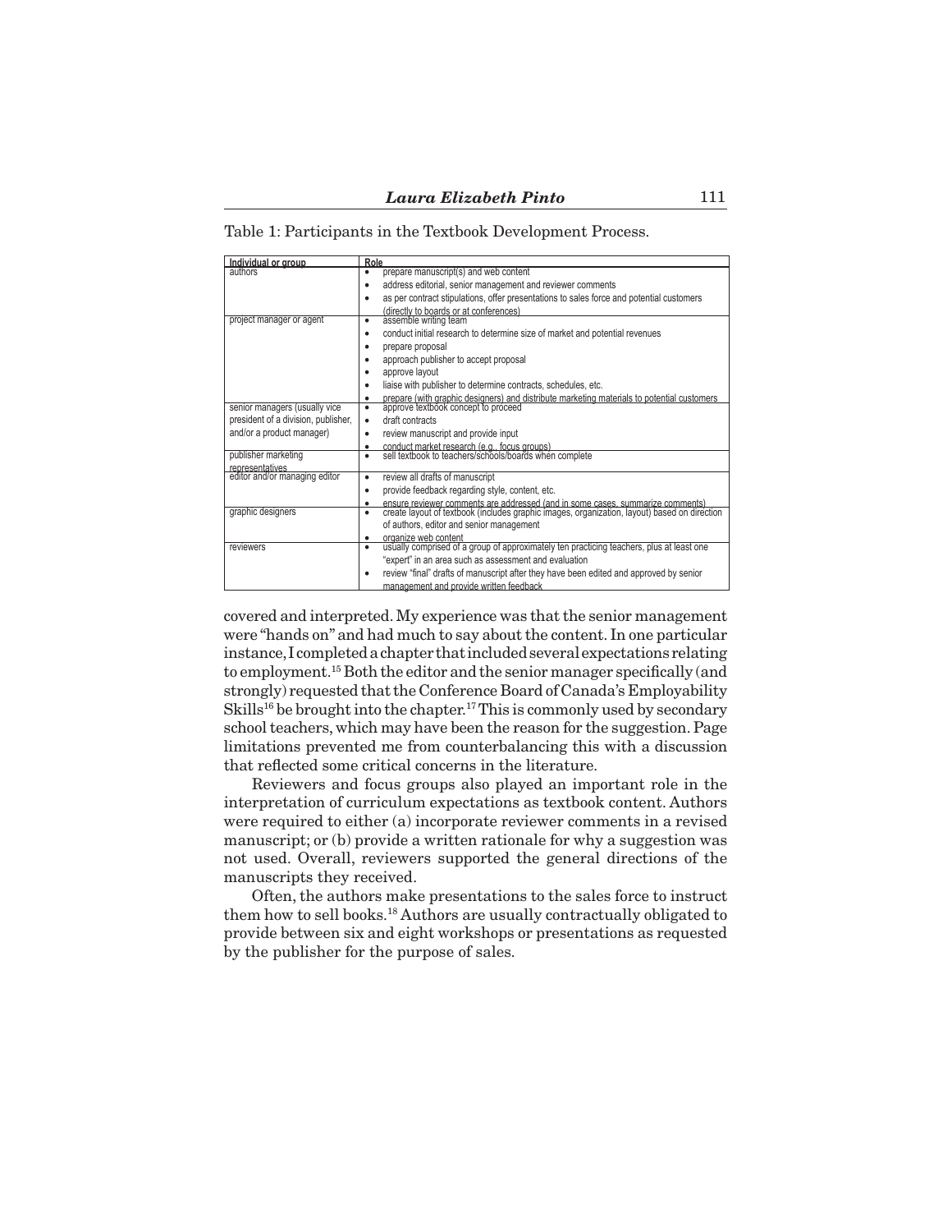Table 1: Participants in the Textbook Development Process.

| Individual or group | Role |
|---|---|
| authors | • prepare manuscript(s) and web content<br>• address editorial, senior management and reviewer comments<br>• as per contract stipulations, offer presentations to sales force and potential customers (directly to boards or at conferences) |
| project manager or agent | • assemble writing team<br>• conduct initial research to determine size of market and potential revenues<br>• prepare proposal<br>• approach publisher to accept proposal<br>• approve layout<br>• liaise with publisher to determine contracts, schedules, etc.<br>• prepare (with graphic designers) and distribute marketing materials to potential customers |
| senior managers (usually vice president of a division, publisher, and/or a product manager) | • approve textbook concept to proceed<br>• draft contracts<br>• review manuscript and provide input<br>• conduct market research (e.g., focus groups) |
| publisher marketing representatives | • sell textbook to teachers/schools/boards when complete |
| editor and/or managing editor | • review all drafts of manuscript<br>• provide feedback regarding style, content, etc.<br>• ensure reviewer comments are addressed (and in some cases, summarize comments) |
| graphic designers | • create layout of textbook (includes graphic images, organization, layout) based on direction of authors, editor and senior management<br>• organize web content |
| reviewers | • usually comprised of a group of approximately ten practicing teachers, plus at least one "expert" in an area such as assessment and evaluation<br>• review "final" drafts of manuscript after they have been edited and approved by senior management and provide written feedback |

covered and interpreted. My experience was that the senior management were "hands on" and had much to say about the content. In one particular instance, I completed a chapter that included several expectations relating to employment.[15] Both the editor and the senior manager specifically (and strongly) requested that the Conference Board of Canada's Employability Skills[16] be brought into the chapter.[17] This is commonly used by secondary school teachers, which may have been the reason for the suggestion. Page limitations prevented me from counterbalancing this with a discussion that reflected some critical concerns in the literature.

Reviewers and focus groups also played an important role in the interpretation of curriculum expectations as textbook content. Authors were required to either (a) incorporate reviewer comments in a revised manuscript; or (b) provide a written rationale for why a suggestion was not used. Overall, reviewers supported the general directions of the manuscripts they received.

Often, the authors make presentations to the sales force to instruct them how to sell books.[18] Authors are usually contractually obligated to provide between six and eight workshops or presentations as requested by the publisher for the purpose of sales.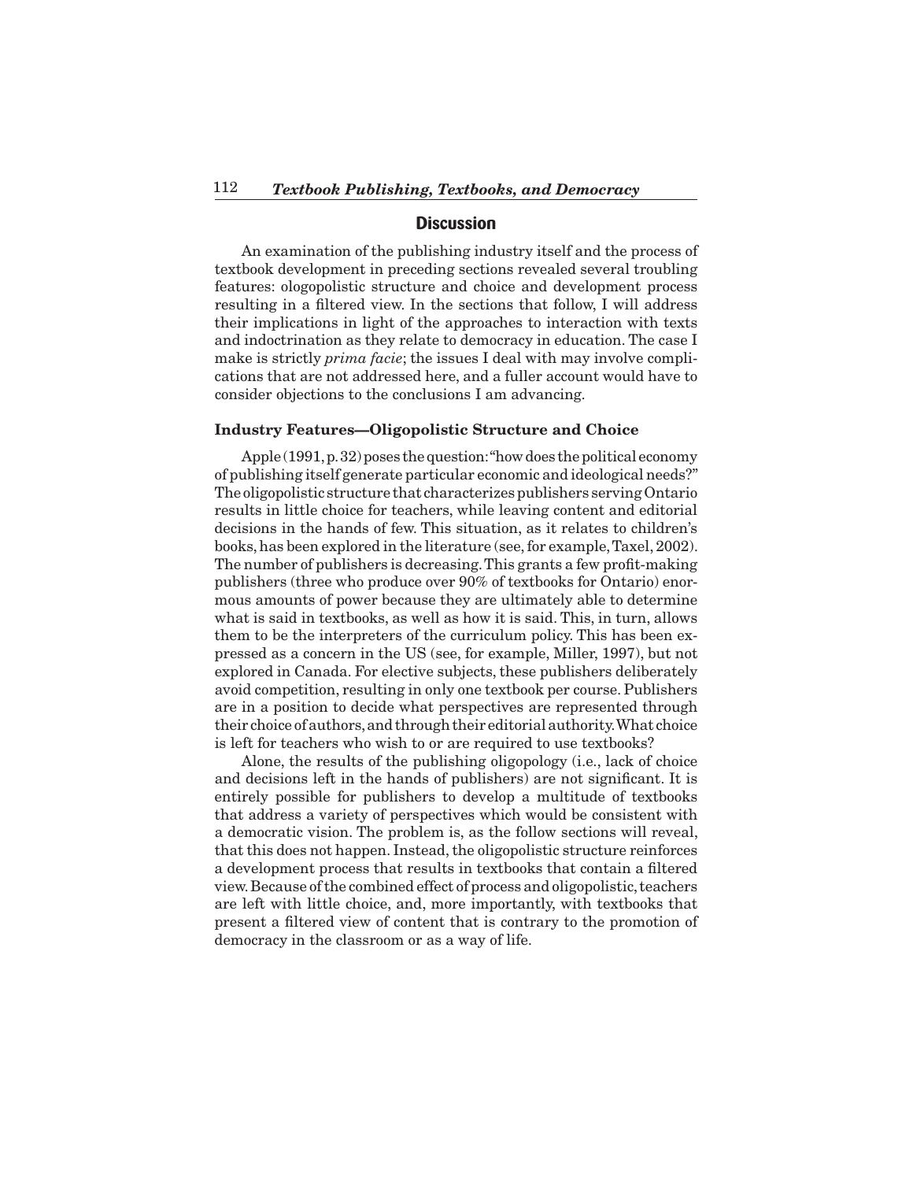## Discussion

An examination of the publishing industry itself and the process of textbook development in preceding sections revealed several troubling features: ologopolistic structure and choice and development process resulting in a filtered view. In the sections that follow, I will address their implications in light of the approaches to interaction with texts and indoctrination as they relate to democracy in education. The case I make is strictly *prima facie*; the issues I deal with may involve complications that are not addressed here, and a fuller account would have to consider objections to the conclusions I am advancing.

### Industry Features—Oligopolistic Structure and Choice

Apple (1991, p. 32) poses the question: "how does the political economy of publishing itself generate particular economic and ideological needs?" The oligopolistic structure that characterizes publishers serving Ontario results in little choice for teachers, while leaving content and editorial decisions in the hands of few. This situation, as it relates to children's books, has been explored in the literature (see, for example, Taxel, 2002). The number of publishers is decreasing. This grants a few profit-making publishers (three who produce over 90% of textbooks for Ontario) enormous amounts of power because they are ultimately able to determine what is said in textbooks, as well as how it is said. This, in turn, allows them to be the interpreters of the curriculum policy. This has been expressed as a concern in the US (see, for example, Miller, 1997), but not explored in Canada. For elective subjects, these publishers deliberately avoid competition, resulting in only one textbook per course. Publishers are in a position to decide what perspectives are represented through their choice of authors, and through their editorial authority. What choice is left for teachers who wish to or are required to use textbooks?

Alone, the results of the publishing oligopology (i.e., lack of choice and decisions left in the hands of publishers) are not significant. It is entirely possible for publishers to develop a multitude of textbooks that address a variety of perspectives which would be consistent with a democratic vision. The problem is, as the follow sections will reveal, that this does not happen. Instead, the oligopolistic structure reinforces a development process that results in textbooks that contain a filtered view. Because of the combined effect of process and oligopolistic, teachers are left with little choice, and, more importantly, with textbooks that present a filtered view of content that is contrary to the promotion of democracy in the classroom or as a way of life.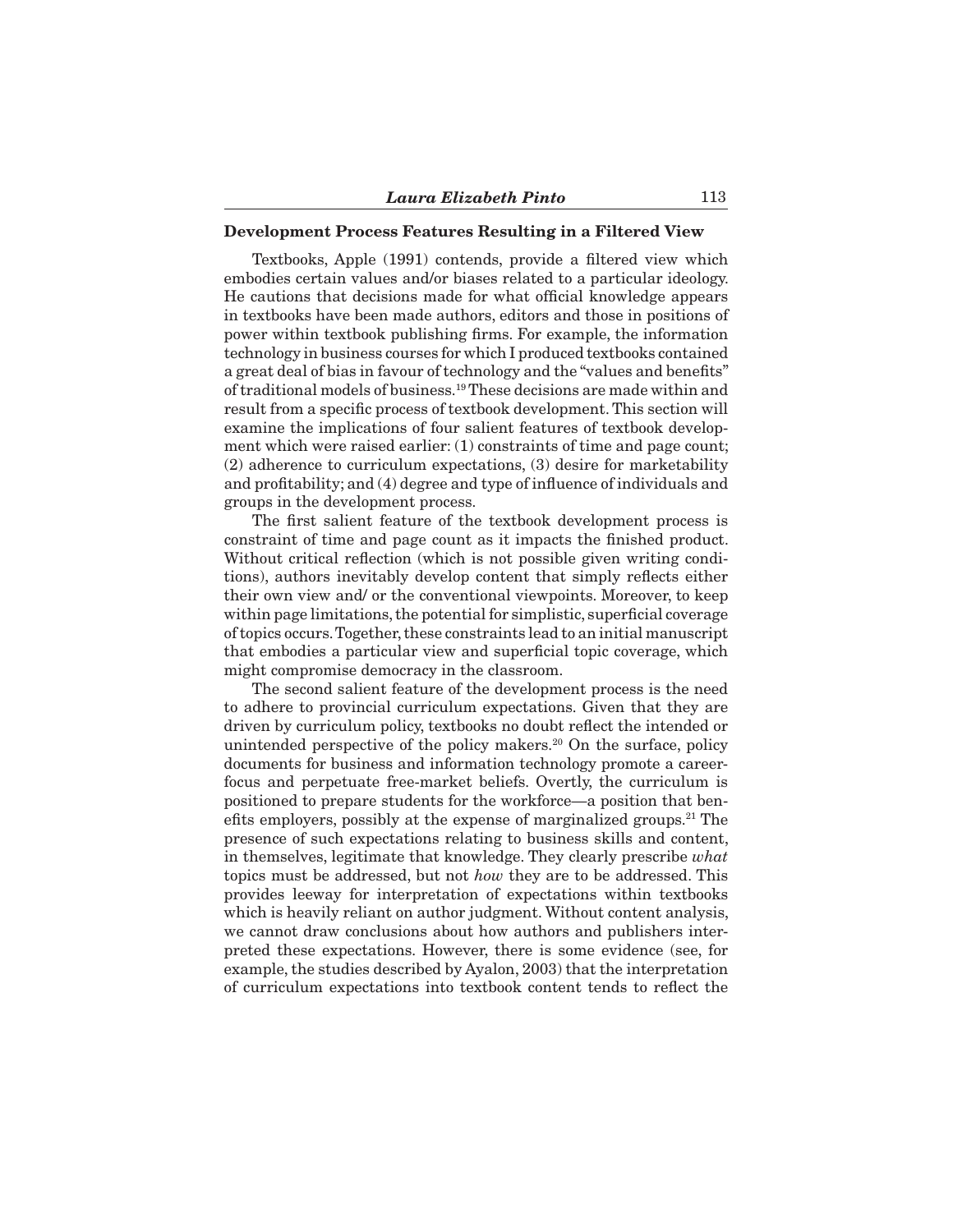### Development Process Features Resulting in a Filtered View

Textbooks, Apple (1991) contends, provide a filtered view which embodies certain values and/or biases related to a particular ideology. He cautions that decisions made for what official knowledge appears in textbooks have been made authors, editors and those in positions of power within textbook publishing firms. For example, the information technology in business courses for which I produced textbooks contained a great deal of bias in favour of technology and the "values and benefits" of traditional models of business.[19] These decisions are made within and result from a specific process of textbook development. This section will examine the implications of four salient features of textbook development which were raised earlier: (1) constraints of time and page count; (2) adherence to curriculum expectations, (3) desire for marketability and profitability; and (4) degree and type of influence of individuals and groups in the development process.

The first salient feature of the textbook development process is constraint of time and page count as it impacts the finished product. Without critical reflection (which is not possible given writing conditions), authors inevitably develop content that simply reflects either their own view and/ or the conventional viewpoints. Moreover, to keep within page limitations, the potential for simplistic, superficial coverage of topics occurs. Together, these constraints lead to an initial manuscript that embodies a particular view and superficial topic coverage, which might compromise democracy in the classroom.

The second salient feature of the development process is the need to adhere to provincial curriculum expectations. Given that they are driven by curriculum policy, textbooks no doubt reflect the intended or unintended perspective of the policy makers.[20] On the surface, policy documents for business and information technology promote a career-focus and perpetuate free-market beliefs. Overtly, the curriculum is positioned to prepare students for the workforce—a position that benefits employers, possibly at the expense of marginalized groups.[21] The presence of such expectations relating to business skills and content, in themselves, legitimate that knowledge. They clearly prescribe *what* topics must be addressed, but not *how* they are to be addressed. This provides leeway for interpretation of expectations within textbooks which is heavily reliant on author judgment. Without content analysis, we cannot draw conclusions about how authors and publishers interpreted these expectations. However, there is some evidence (see, for example, the studies described by Ayalon, 2003) that the interpretation of curriculum expectations into textbook content tends to reflect the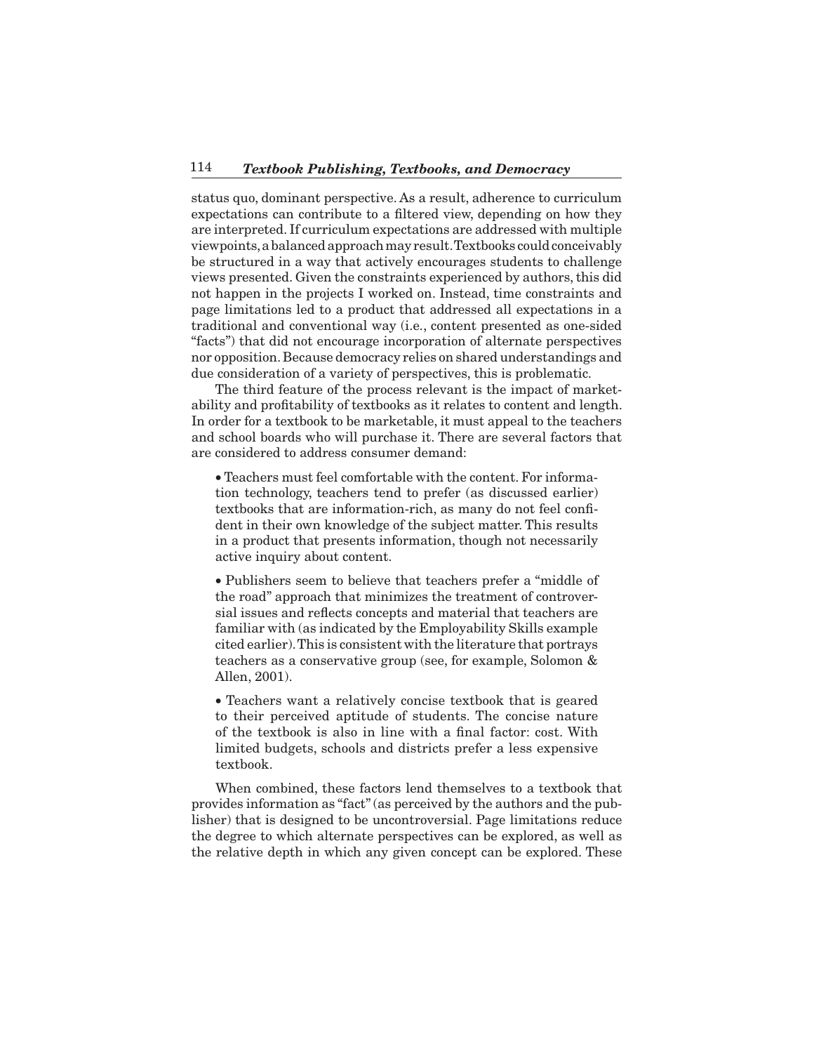status quo, dominant perspective. As a result, adherence to curriculum expectations can contribute to a filtered view, depending on how they are interpreted. If curriculum expectations are addressed with multiple viewpoints, a balanced approach may result. Textbooks could conceivably be structured in a way that actively encourages students to challenge views presented. Given the constraints experienced by authors, this did not happen in the projects I worked on. Instead, time constraints and page limitations led to a product that addressed all expectations in a traditional and conventional way (i.e., content presented as one-sided "facts") that did not encourage incorporation of alternate perspectives nor opposition. Because democracy relies on shared understandings and due consideration of a variety of perspectives, this is problematic.

The third feature of the process relevant is the impact of marketability and profitability of textbooks as it relates to content and length. In order for a textbook to be marketable, it must appeal to the teachers and school boards who will purchase it. There are several factors that are considered to address consumer demand:

- Teachers must feel comfortable with the content. For information technology, teachers tend to prefer (as discussed earlier) textbooks that are information-rich, as many do not feel confident in their own knowledge of the subject matter. This results in a product that presents information, though not necessarily active inquiry about content.

- Publishers seem to believe that teachers prefer a "middle of the road" approach that minimizes the treatment of controversial issues and reflects concepts and material that teachers are familiar with (as indicated by the Employability Skills example cited earlier). This is consistent with the literature that portrays teachers as a conservative group (see, for example, Solomon & Allen, 2001).

- Teachers want a relatively concise textbook that is geared to their perceived aptitude of students. The concise nature of the textbook is also in line with a final factor: cost. With limited budgets, schools and districts prefer a less expensive textbook.

When combined, these factors lend themselves to a textbook that provides information as "fact" (as perceived by the authors and the publisher) that is designed to be uncontroversial. Page limitations reduce the degree to which alternate perspectives can be explored, as well as the relative depth in which any given concept can be explored. These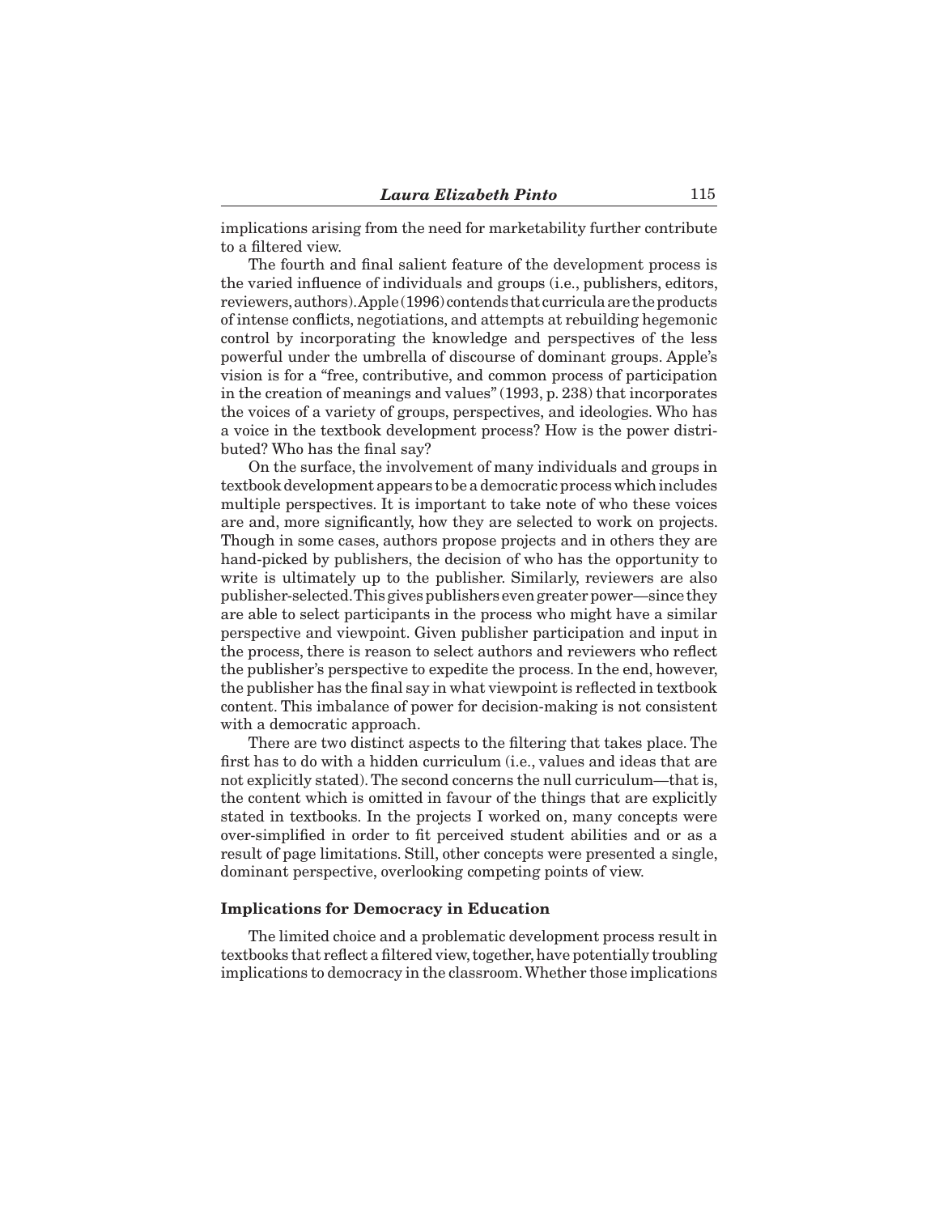implications arising from the need for marketability further contribute to a filtered view.

The fourth and final salient feature of the development process is the varied influence of individuals and groups (i.e., publishers, editors, reviewers, authors). Apple (1996) contends that curricula are the products of intense conflicts, negotiations, and attempts at rebuilding hegemonic control by incorporating the knowledge and perspectives of the less powerful under the umbrella of discourse of dominant groups. Apple's vision is for a "free, contributive, and common process of participation in the creation of meanings and values" (1993, p. 238) that incorporates the voices of a variety of groups, perspectives, and ideologies. Who has a voice in the textbook development process? How is the power distributed? Who has the final say?

On the surface, the involvement of many individuals and groups in textbook development appears to be a democratic process which includes multiple perspectives. It is important to take note of who these voices are and, more significantly, how they are selected to work on projects. Though in some cases, authors propose projects and in others they are hand-picked by publishers, the decision of who has the opportunity to write is ultimately up to the publisher. Similarly, reviewers are also publisher-selected. This gives publishers even greater power—since they are able to select participants in the process who might have a similar perspective and viewpoint. Given publisher participation and input in the process, there is reason to select authors and reviewers who reflect the publisher's perspective to expedite the process. In the end, however, the publisher has the final say in what viewpoint is reflected in textbook content. This imbalance of power for decision-making is not consistent with a democratic approach.

There are two distinct aspects to the filtering that takes place. The first has to do with a hidden curriculum (i.e., values and ideas that are not explicitly stated). The second concerns the null curriculum—that is, the content which is omitted in favour of the things that are explicitly stated in textbooks. In the projects I worked on, many concepts were over-simplified in order to fit perceived student abilities and or as a result of page limitations. Still, other concepts were presented a single, dominant perspective, overlooking competing points of view.

### Implications for Democracy in Education

The limited choice and a problematic development process result in textbooks that reflect a filtered view, together, have potentially troubling implications to democracy in the classroom. Whether those implications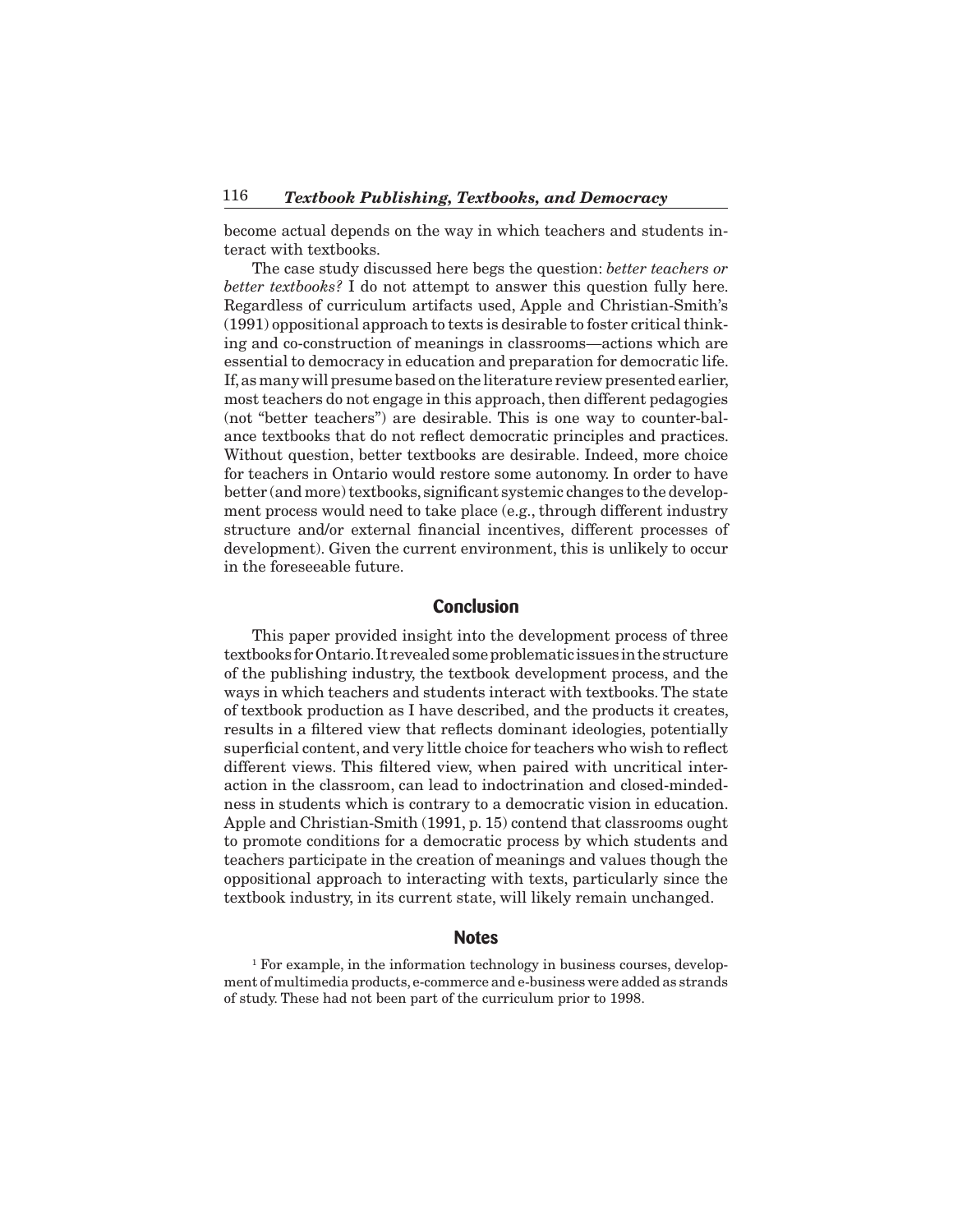become actual depends on the way in which teachers and students interact with textbooks.

The case study discussed here begs the question: *better teachers or better textbooks?* I do not attempt to answer this question fully here. Regardless of curriculum artifacts used, Apple and Christian-Smith's (1991) oppositional approach to texts is desirable to foster critical thinking and co-construction of meanings in classrooms—actions which are essential to democracy in education and preparation for democratic life. If, as many will presume based on the literature review presented earlier, most teachers do not engage in this approach, then different pedagogies (not "better teachers") are desirable. This is one way to counter-balance textbooks that do not reflect democratic principles and practices. Without question, better textbooks are desirable. Indeed, more choice for teachers in Ontario would restore some autonomy. In order to have better (and more) textbooks, significant systemic changes to the development process would need to take place (e.g., through different industry structure and/or external financial incentives, different processes of development). Given the current environment, this is unlikely to occur in the foreseeable future.

## Conclusion

This paper provided insight into the development process of three textbooks for Ontario. It revealed some problematic issues in the structure of the publishing industry, the textbook development process, and the ways in which teachers and students interact with textbooks. The state of textbook production as I have described, and the products it creates, results in a filtered view that reflects dominant ideologies, potentially superficial content, and very little choice for teachers who wish to reflect different views. This filtered view, when paired with uncritical interaction in the classroom, can lead to indoctrination and closed-mindedness in students which is contrary to a democratic vision in education. Apple and Christian-Smith (1991, p. 15) contend that classrooms ought to promote conditions for a democratic process by which students and teachers participate in the creation of meanings and values though the oppositional approach to interacting with texts, particularly since the textbook industry, in its current state, will likely remain unchanged.

## Notes

[1] For example, in the information technology in business courses, development of multimedia products, e-commerce and e-business were added as strands of study. These had not been part of the curriculum prior to 1998.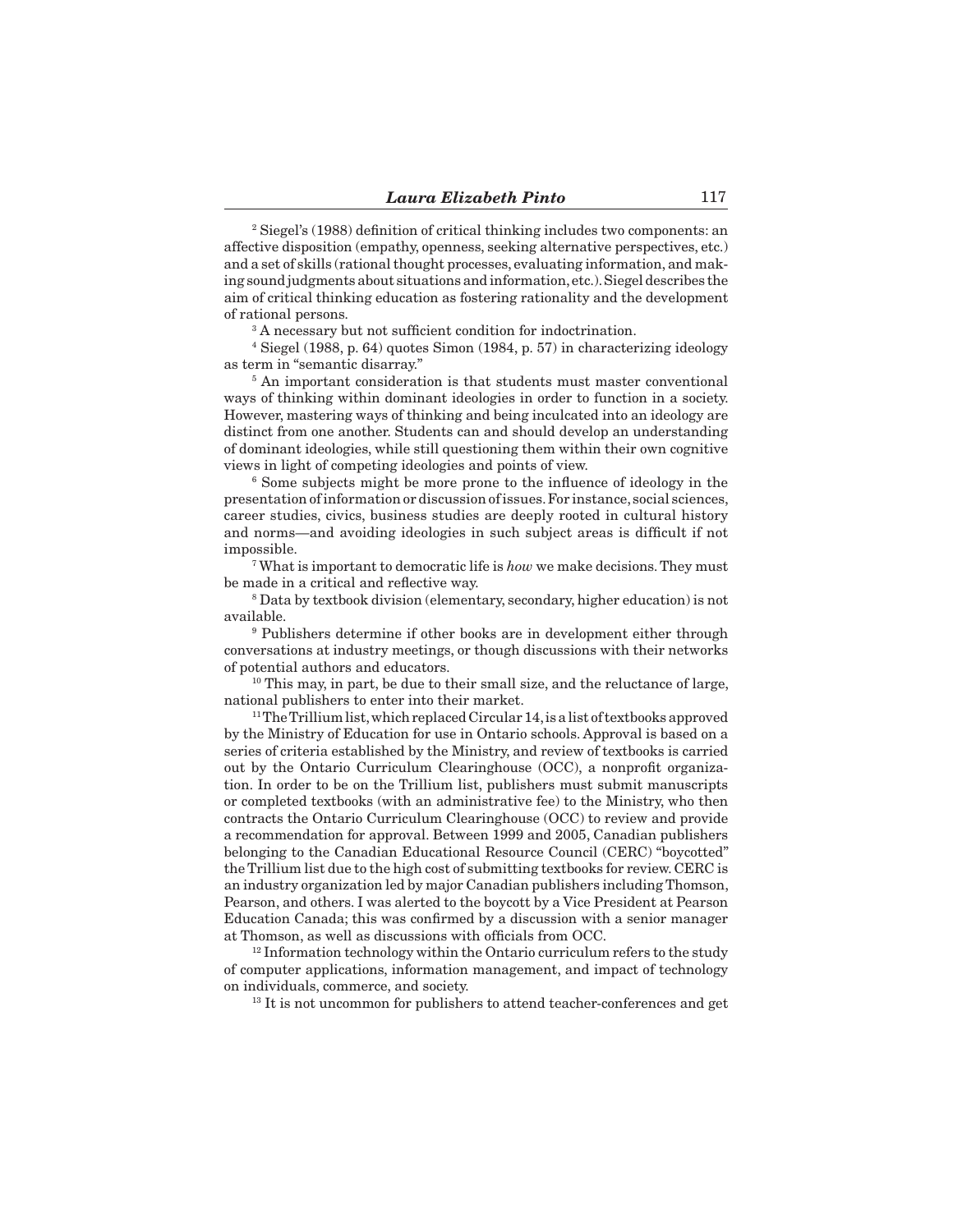[2] Siegel's (1988) definition of critical thinking includes two components: an affective disposition (empathy, openness, seeking alternative perspectives, etc.) and a set of skills (rational thought processes, evaluating information, and making sound judgments about situations and information, etc.). Siegel describes the aim of critical thinking education as fostering rationality and the development of rational persons.

[3] A necessary but not sufficient condition for indoctrination.

[4] Siegel (1988, p. 64) quotes Simon (1984, p. 57) in characterizing ideology as term in "semantic disarray."

[5] An important consideration is that students must master conventional ways of thinking within dominant ideologies in order to function in a society. However, mastering ways of thinking and being inculcated into an ideology are distinct from one another. Students can and should develop an understanding of dominant ideologies, while still questioning them within their own cognitive views in light of competing ideologies and points of view.

[6] Some subjects might be more prone to the influence of ideology in the presentation of information or discussion of issues. For instance, social sciences, career studies, civics, business studies are deeply rooted in cultural history and norms—and avoiding ideologies in such subject areas is difficult if not impossible.

[7] What is important to democratic life is *how* we make decisions. They must be made in a critical and reflective way.

[8] Data by textbook division (elementary, secondary, higher education) is not available.

[9] Publishers determine if other books are in development either through conversations at industry meetings, or though discussions with their networks of potential authors and educators.

[10] This may, in part, be due to their small size, and the reluctance of large, national publishers to enter into their market.

[11] The Trillium list, which replaced Circular 14, is a list of textbooks approved by the Ministry of Education for use in Ontario schools. Approval is based on a series of criteria established by the Ministry, and review of textbooks is carried out by the Ontario Curriculum Clearinghouse (OCC), a nonprofit organization. In order to be on the Trillium list, publishers must submit manuscripts or completed textbooks (with an administrative fee) to the Ministry, who then contracts the Ontario Curriculum Clearinghouse (OCC) to review and provide a recommendation for approval. Between 1999 and 2005, Canadian publishers belonging to the Canadian Educational Resource Council (CERC) "boycotted" the Trillium list due to the high cost of submitting textbooks for review. CERC is an industry organization led by major Canadian publishers including Thomson, Pearson, and others. I was alerted to the boycott by a Vice President at Pearson Education Canada; this was confirmed by a discussion with a senior manager at Thomson, as well as discussions with officials from OCC.

[12] Information technology within the Ontario curriculum refers to the study of computer applications, information management, and impact of technology on individuals, commerce, and society.

[13] It is not uncommon for publishers to attend teacher-conferences and get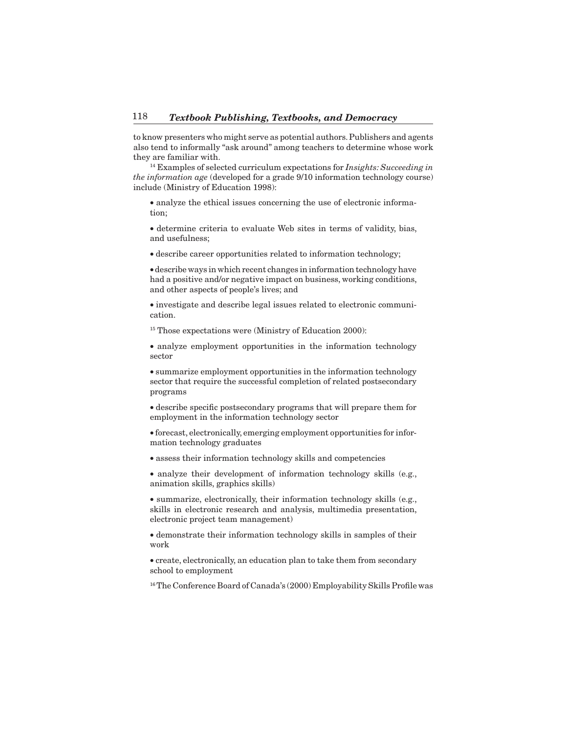to know presenters who might serve as potential authors. Publishers and agents also tend to informally "ask around" among teachers to determine whose work they are familiar with.

[14] Examples of selected curriculum expectations for *Insights: Succeeding in the information age* (developed for a grade 9/10 information technology course) include (Ministry of Education 1998):

- analyze the ethical issues concerning the use of electronic information;
- determine criteria to evaluate Web sites in terms of validity, bias, and usefulness;
- describe career opportunities related to information technology;
- describe ways in which recent changes in information technology have had a positive and/or negative impact on business, working conditions, and other aspects of people's lives; and
- investigate and describe legal issues related to electronic communication.

[15] Those expectations were (Ministry of Education 2000):

- analyze employment opportunities in the information technology sector
- summarize employment opportunities in the information technology sector that require the successful completion of related postsecondary programs
- describe specific postsecondary programs that will prepare them for employment in the information technology sector
- forecast, electronically, emerging employment opportunities for information technology graduates
- assess their information technology skills and competencies
- analyze their development of information technology skills (e.g., animation skills, graphics skills)
- summarize, electronically, their information technology skills (e.g., skills in electronic research and analysis, multimedia presentation, electronic project team management)
- demonstrate their information technology skills in samples of their work
- create, electronically, an education plan to take them from secondary school to employment

[16] The Conference Board of Canada's (2000) Employability Skills Profile was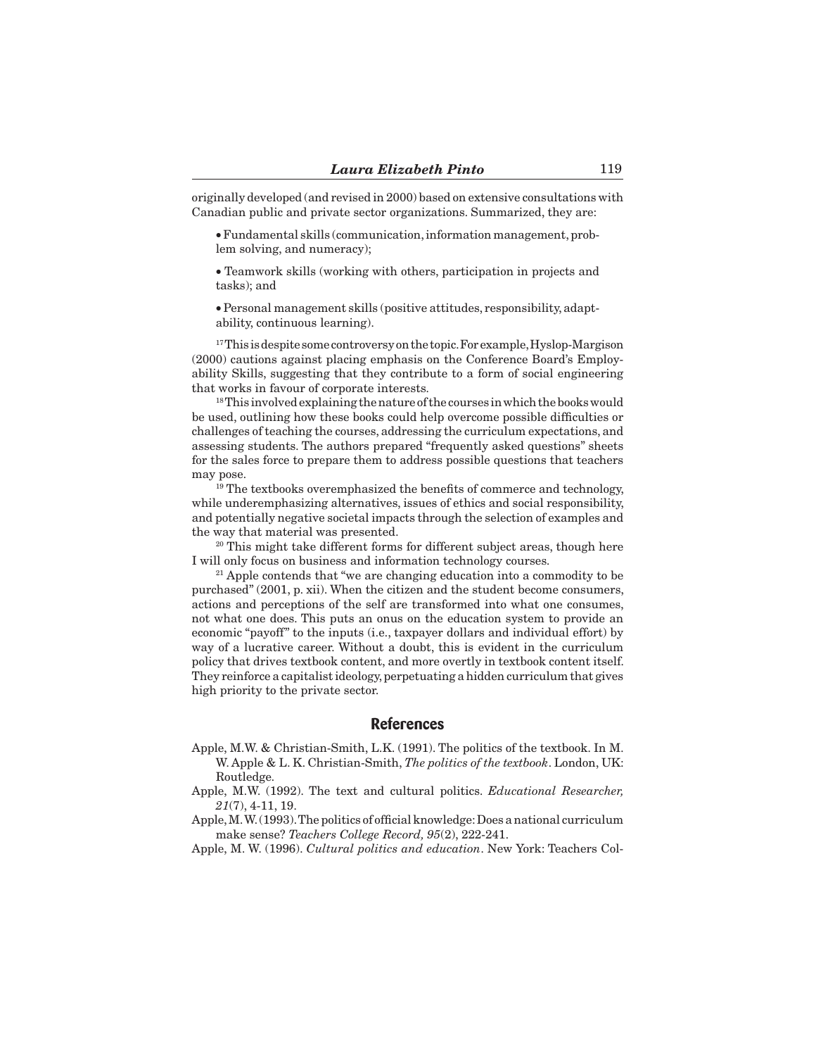originally developed (and revised in 2000) based on extensive consultations with Canadian public and private sector organizations. Summarized, they are:

- Fundamental skills (communication, information management, problem solving, and numeracy);
- Teamwork skills (working with others, participation in projects and tasks); and
- Personal management skills (positive attitudes, responsibility, adaptability, continuous learning).

[17] This is despite some controversy on the topic. For example, Hyslop-Margison (2000) cautions against placing emphasis on the Conference Board's Employability Skills, suggesting that they contribute to a form of social engineering that works in favour of corporate interests.

[18] This involved explaining the nature of the courses in which the books would be used, outlining how these books could help overcome possible difficulties or challenges of teaching the courses, addressing the curriculum expectations, and assessing students. The authors prepared "frequently asked questions" sheets for the sales force to prepare them to address possible questions that teachers may pose.

[19] The textbooks overemphasized the benefits of commerce and technology, while underemphasizing alternatives, issues of ethics and social responsibility, and potentially negative societal impacts through the selection of examples and the way that material was presented.

[20] This might take different forms for different subject areas, though here I will only focus on business and information technology courses.

[21] Apple contends that "we are changing education into a commodity to be purchased" (2001, p. xii). When the citizen and the student become consumers, actions and perceptions of the self are transformed into what one consumes, not what one does. This puts an onus on the education system to provide an economic "payoff" to the inputs (i.e., taxpayer dollars and individual effort) by way of a lucrative career. Without a doubt, this is evident in the curriculum policy that drives textbook content, and more overtly in textbook content itself. They reinforce a capitalist ideology, perpetuating a hidden curriculum that gives high priority to the private sector.

## References

Apple, M.W. & Christian-Smith, L.K. (1991). The politics of the textbook. In M. W. Apple & L. K. Christian-Smith, *The politics of the textbook*. London, UK: Routledge.

Apple, M.W. (1992). The text and cultural politics. *Educational Researcher, 21*(7), 4-11, 19.

Apple, M.W. (1993). The politics of official knowledge: Does a national curriculum make sense? *Teachers College Record, 95*(2), 222-241.

Apple, M. W. (1996). *Cultural politics and education*. New York: Teachers Col-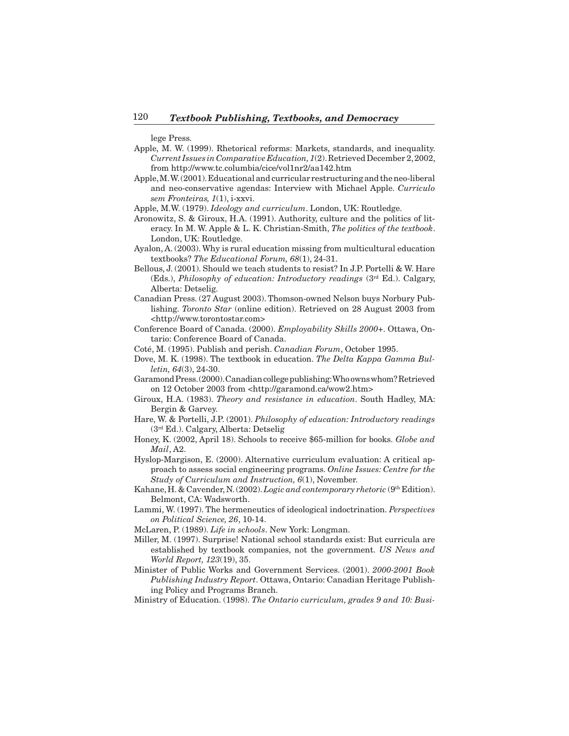lege Press.

Apple, M. W. (1999). Rhetorical reforms: Markets, standards, and inequality. *Current Issues in Comparative Education, 1*(2). Retrieved December 2, 2002, from http://www.tc.columbia/cice/vol1nr2/aa142.htm

Apple, M.W. (2001). Educational and curricular restructuring and the neo-liberal and neo-conservative agendas: Interview with Michael Apple. *Curriculo sem Fronteiras, 1*(1), i-xxvi.

Apple, M.W. (1979). *Ideology and curriculum*. London, UK: Routledge.

Aronowitz, S. & Giroux, H.A. (1991). Authority, culture and the politics of literacy. In M. W. Apple & L. K. Christian-Smith, *The politics of the textbook*. London, UK: Routledge.

Ayalon, A. (2003). Why is rural education missing from multicultural education textbooks? *The Educational Forum, 68*(1), 24-31.

Bellous, J. (2001). Should we teach students to resist? In J.P. Portelli & W. Hare (Eds.), *Philosophy of education: Introductory readings* (3rd Ed.). Calgary, Alberta: Detselig.

Canadian Press. (27 August 2003). Thomson-owned Nelson buys Norbury Publishing. *Toronto Star* (online edition). Retrieved on 28 August 2003 from <http://www.torontostar.com>

Conference Board of Canada. (2000). *Employability Skills 2000+*. Ottawa, Ontario: Conference Board of Canada.

Coté, M. (1995). Publish and perish. *Canadian Forum*, October 1995.

Dove, M. K. (1998). The textbook in education. *The Delta Kappa Gamma Bulletin, 64*(3), 24-30.

Garamond Press. (2000). Canadian college publishing: Who owns whom? Retrieved on 12 October 2003 from <http://garamond.ca/wow2.htm>

Giroux, H.A. (1983). *Theory and resistance in education*. South Hadley, MA: Bergin & Garvey.

Hare, W. & Portelli, J.P. (2001). *Philosophy of education: Introductory readings* (3rd Ed.). Calgary, Alberta: Detselig

Honey, K. (2002, April 18). Schools to receive $65-million for books. *Globe and Mail*, A2.

Hyslop-Margison, E. (2000). Alternative curriculum evaluation: A critical approach to assess social engineering programs. *Online Issues: Centre for the Study of Curriculum and Instruction, 6*(1), November.

Kahane, H. & Cavender, N. (2002). *Logic and contemporary rhetoric* (9th Edition). Belmont, CA: Wadsworth.

Lammi, W. (1997). The hermeneutics of ideological indoctrination. *Perspectives on Political Science, 26*, 10-14.

McLaren, P. (1989). *Life in schools*. New York: Longman.

Miller, M. (1997). Surprise! National school standards exist: But curricula are established by textbook companies, not the government. *US News and World Report, 123*(19), 35.

Minister of Public Works and Government Services. (2001). *2000-2001 Book Publishing Industry Report*. Ottawa, Ontario: Canadian Heritage Publishing Policy and Programs Branch.

Ministry of Education. (1998). *The Ontario curriculum, grades 9 and 10: Busi-*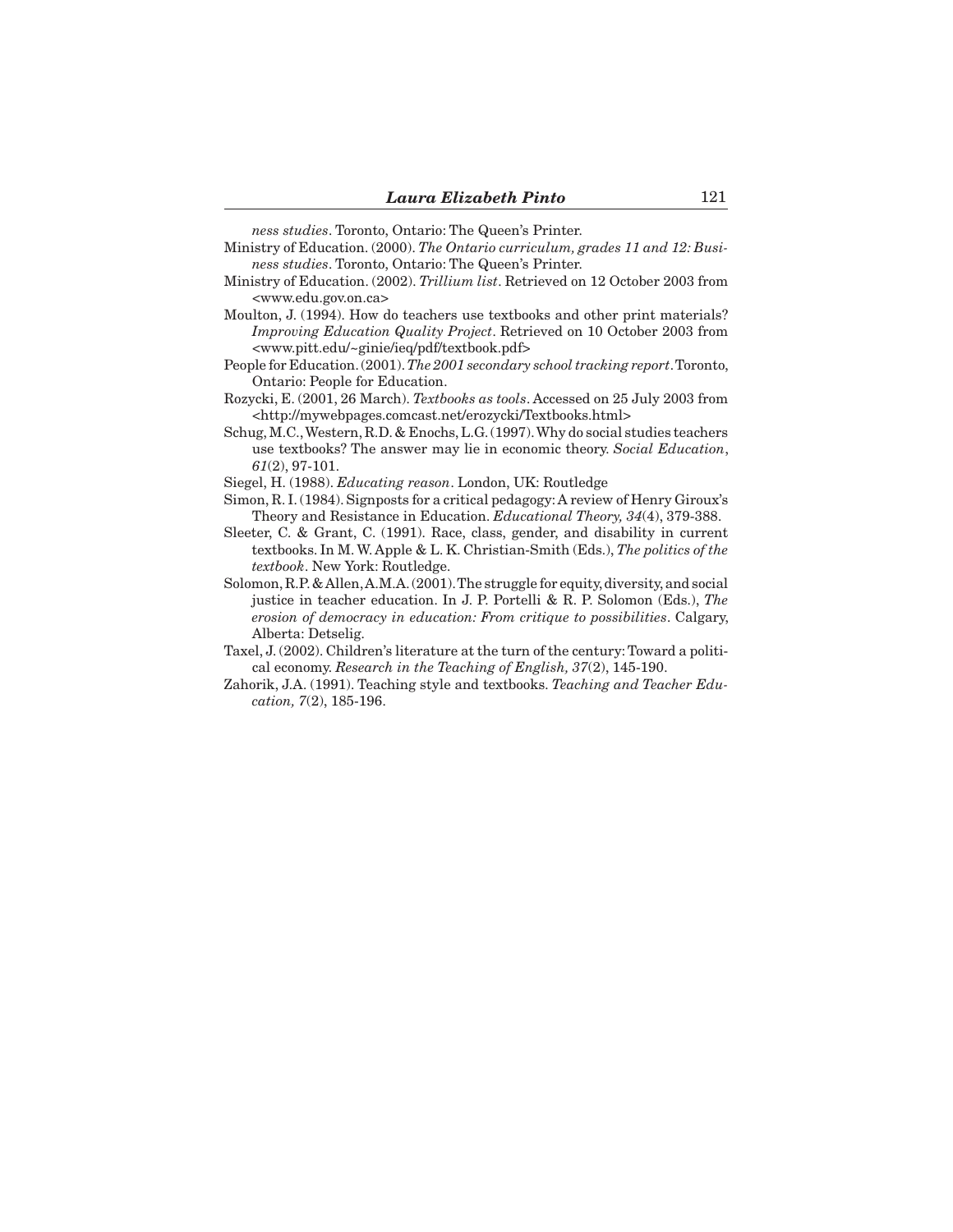*ness studies*. Toronto, Ontario: The Queen's Printer.

Ministry of Education. (2000). *The Ontario curriculum, grades 11 and 12: Business studies*. Toronto, Ontario: The Queen's Printer.

Ministry of Education. (2002). *Trillium list*. Retrieved on 12 October 2003 from <www.edu.gov.on.ca>

Moulton, J. (1994). How do teachers use textbooks and other print materials? *Improving Education Quality Project*. Retrieved on 10 October 2003 from <www.pitt.edu/~ginie/ieq/pdf/textbook.pdf>

People for Education. (2001). *The 2001 secondary school tracking report*. Toronto, Ontario: People for Education.

Rozycki, E. (2001, 26 March). *Textbooks as tools*. Accessed on 25 July 2003 from <http://mywebpages.comcast.net/erozycki/Textbooks.html>

Schug, M.C., Western, R.D. & Enochs, L.G. (1997). Why do social studies teachers use textbooks? The answer may lie in economic theory. *Social Education*, *61*(2), 97-101.

Siegel, H. (1988). *Educating reason*. London, UK: Routledge

Simon, R. I. (1984). Signposts for a critical pedagogy: A review of Henry Giroux's Theory and Resistance in Education. *Educational Theory, 34*(4), 379-388.

Sleeter, C. & Grant, C. (1991). Race, class, gender, and disability in current textbooks. In M. W. Apple & L. K. Christian-Smith (Eds.), *The politics of the textbook*. New York: Routledge.

Solomon, R.P. & Allen, A.M.A. (2001). The struggle for equity, diversity, and social justice in teacher education. In J. P. Portelli & R. P. Solomon (Eds.), *The erosion of democracy in education: From critique to possibilities*. Calgary, Alberta: Detselig.

Taxel, J. (2002). Children's literature at the turn of the century: Toward a political economy. *Research in the Teaching of English, 37*(2), 145-190.

Zahorik, J.A. (1991). Teaching style and textbooks. *Teaching and Teacher Education, 7*(2), 185-196.